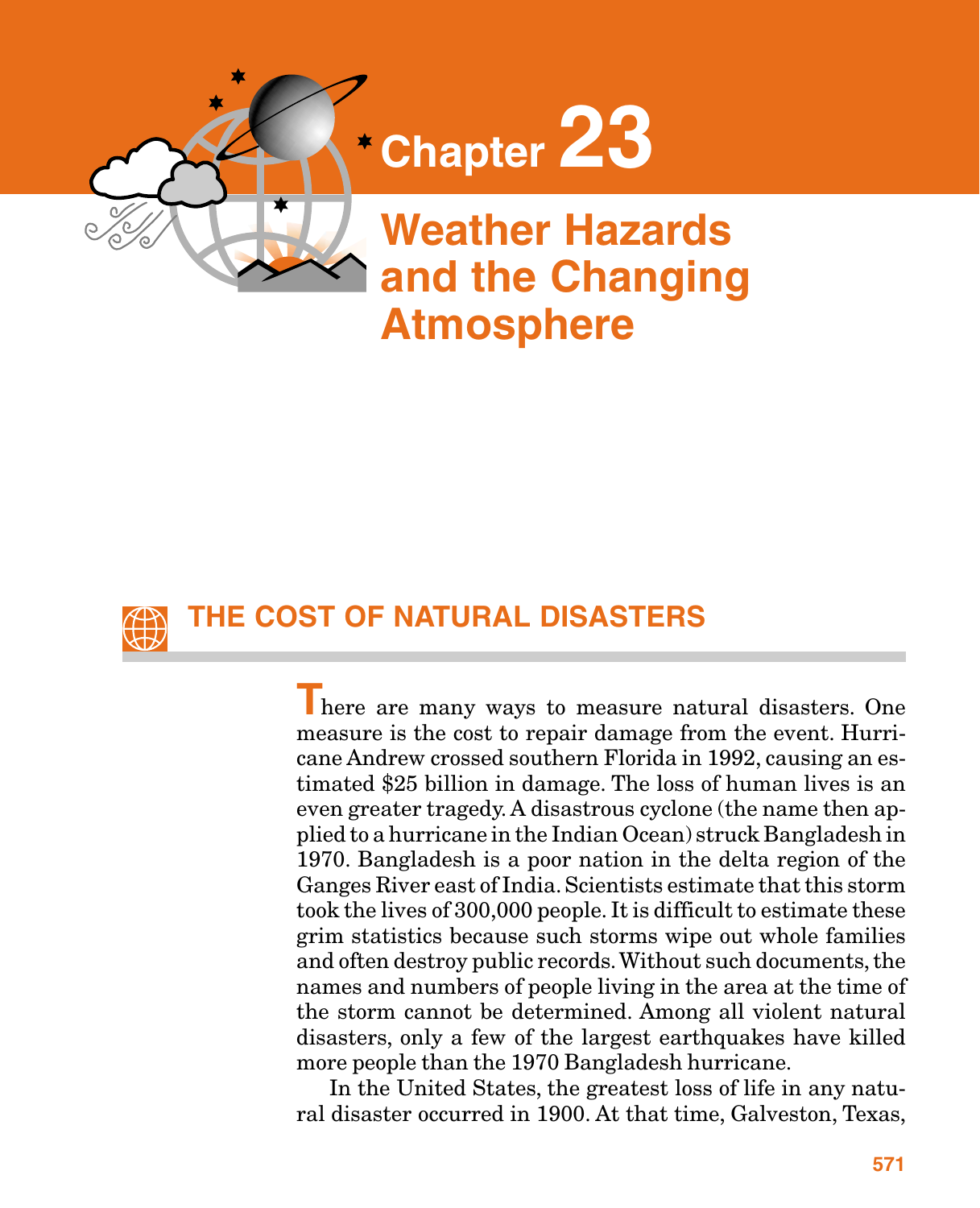# Chapter 23

# Weather Hazards and the Changing Atmosphere

## THE COST OF NATURAL DISASTERS

There are many ways to measure natural disasters. One measure is the cost to repair damage from the event. Hurricane Andrew crossed southern Florida in 1992, causing an estimated $25 billion in damage. The loss of human lives is an even greater tragedy. A disastrous cyclone (the name then applied to a hurricane in the Indian Ocean) struck Bangladesh in 1970. Bangladesh is a poor nation in the delta region of the Ganges River east of India. Scientists estimate that this storm took the lives of 300,000 people. It is difficult to estimate these grim statistics because such storms wipe out whole families and often destroy public records. Without such documents, the names and numbers of people living in the area at the time of the storm cannot be determined. Among all violent natural disasters, only a few of the largest earthquakes have killed more people than the 1970 Bangladesh hurricane.

In the United States, the greatest loss of life in any natural disaster occurred in 1900. At that time, Galveston, Texas,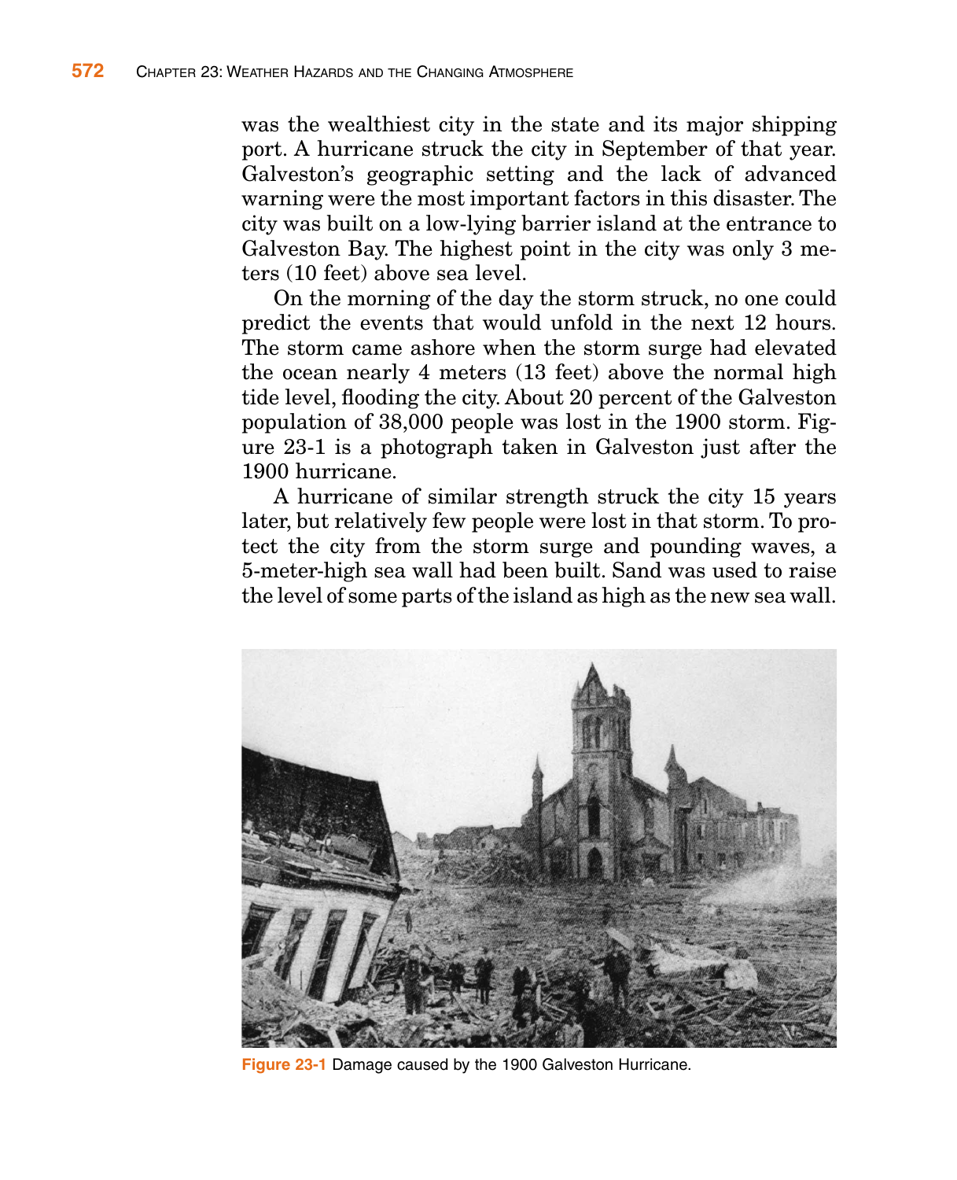was the wealthiest city in the state and its major shipping port. A hurricane struck the city in September of that year. Galveston's geographic setting and the lack of advanced warning were the most important factors in this disaster. The city was built on a low-lying barrier island at the entrance to Galveston Bay. The highest point in the city was only 3 meters (10 feet) above sea level.

On the morning of the day the storm struck, no one could predict the events that would unfold in the next 12 hours. The storm came ashore when the storm surge had elevated the ocean nearly 4 meters (13 feet) above the normal high tide level, flooding the city. About 20 percent of the Galveston population of 38,000 people was lost in the 1900 storm. Figure 23-1 is a photograph taken in Galveston just after the 1900 hurricane.

A hurricane of similar strength struck the city 15 years later, but relatively few people were lost in that storm. To protect the city from the storm surge and pounding waves, a 5-meter-high sea wall had been built. Sand was used to raise the level of some parts of the island as high as the new sea wall.

**Figure 23-1** Damage caused by the 1900 Galveston Hurricane.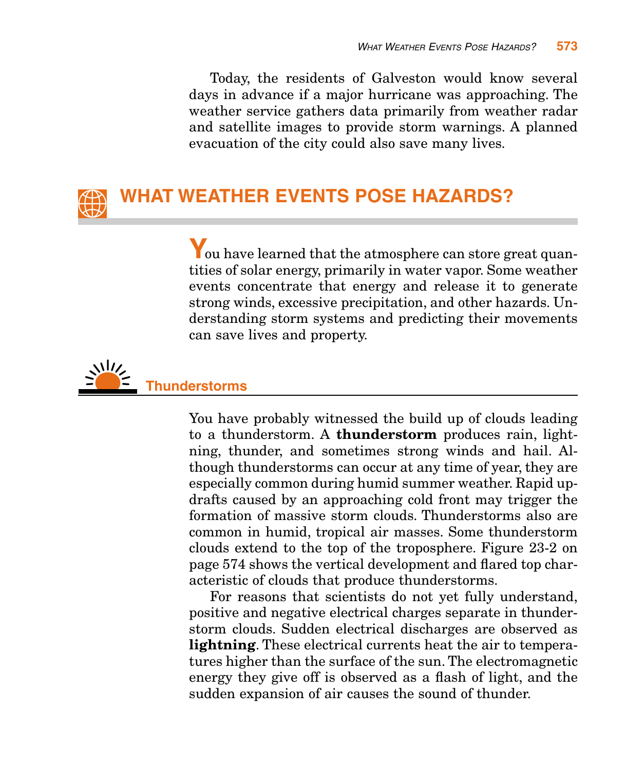Today, the residents of Galveston would know several days in advance if a major hurricane was approaching. The weather service gathers data primarily from weather radar and satellite images to provide storm warnings. A planned evacuation of the city could also save many lives.

## WHAT WEATHER EVENTS POSE HAZARDS?

You have learned that the atmosphere can store great quantities of solar energy, primarily in water vapor. Some weather events concentrate that energy and release it to generate strong winds, excessive precipitation, and other hazards. Understanding storm systems and predicting their movements can save lives and property.

### Thunderstorms

You have probably witnessed the build up of clouds leading to a thunderstorm. A **thunderstorm** produces rain, lightning, thunder, and sometimes strong winds and hail. Although thunderstorms can occur at any time of year, they are especially common during humid summer weather. Rapid updrafts caused by an approaching cold front may trigger the formation of massive storm clouds. Thunderstorms also are common in humid, tropical air masses. Some thunderstorm clouds extend to the top of the troposphere. Figure 23-2 on page 574 shows the vertical development and flared top characteristic of clouds that produce thunderstorms.

For reasons that scientists do not yet fully understand, positive and negative electrical charges separate in thunderstorm clouds. Sudden electrical discharges are observed as **lightning**. These electrical currents heat the air to temperatures higher than the surface of the sun. The electromagnetic energy they give off is observed as a flash of light, and the sudden expansion of air causes the sound of thunder.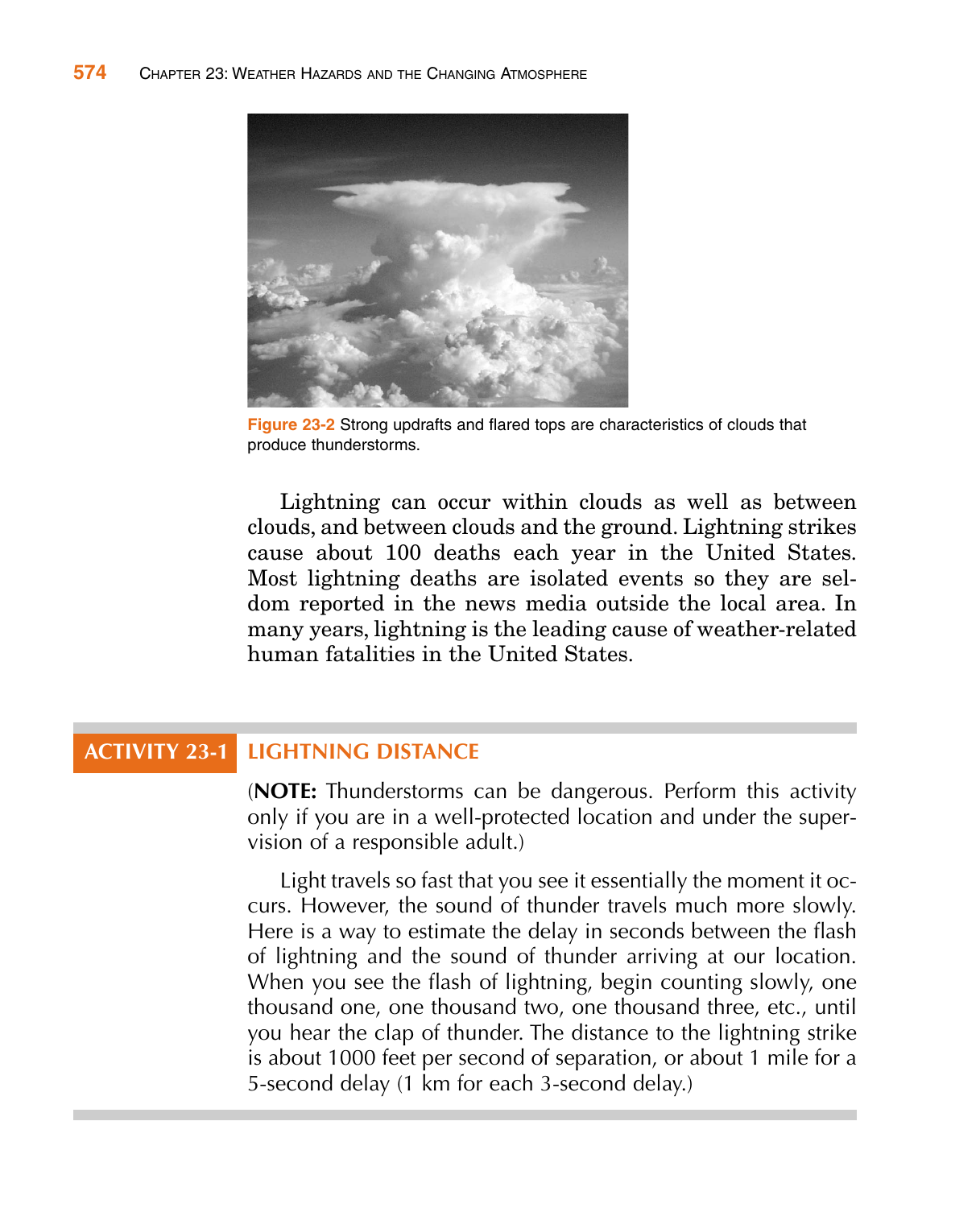Figure 23-2 Strong updrafts and flared tops are characteristics of clouds that produce thunderstorms.

Lightning can occur within clouds as well as between clouds, and between clouds and the ground. Lightning strikes cause about 100 deaths each year in the United States. Most lightning deaths are isolated events so they are seldom reported in the news media outside the local area. In many years, lightning is the leading cause of weather-related human fatalities in the United States.

## ACTIVITY 23-1 LIGHTNING DISTANCE

(**NOTE:** Thunderstorms can be dangerous. Perform this activity only if you are in a well-protected location and under the supervision of a responsible adult.)

Light travels so fast that you see it essentially the moment it occurs. However, the sound of thunder travels much more slowly. Here is a way to estimate the delay in seconds between the flash of lightning and the sound of thunder arriving at our location. When you see the flash of lightning, begin counting slowly, one thousand one, one thousand two, one thousand three, etc., until you hear the clap of thunder. The distance to the lightning strike is about 1000 feet per second of separation, or about 1 mile for a 5-second delay (1 km for each 3-second delay.)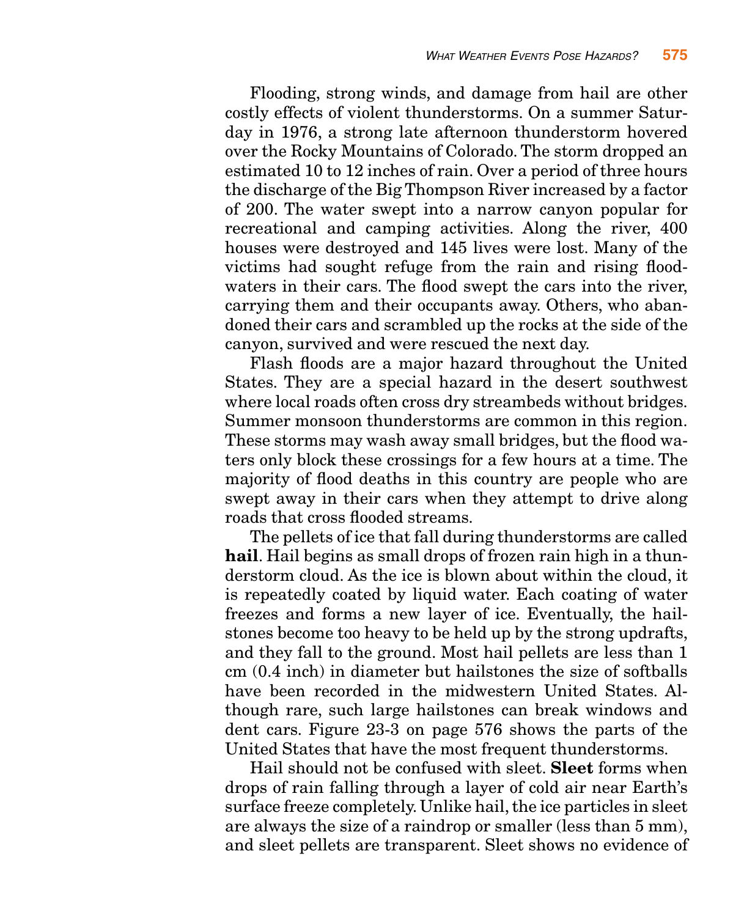Flooding, strong winds, and damage from hail are other costly effects of violent thunderstorms. On a summer Saturday in 1976, a strong late afternoon thunderstorm hovered over the Rocky Mountains of Colorado. The storm dropped an estimated 10 to 12 inches of rain. Over a period of three hours the discharge of the Big Thompson River increased by a factor of 200. The water swept into a narrow canyon popular for recreational and camping activities. Along the river, 400 houses were destroyed and 145 lives were lost. Many of the victims had sought refuge from the rain and rising floodwaters in their cars. The flood swept the cars into the river, carrying them and their occupants away. Others, who abandoned their cars and scrambled up the rocks at the side of the canyon, survived and were rescued the next day.

Flash floods are a major hazard throughout the United States. They are a special hazard in the desert southwest where local roads often cross dry streambeds without bridges. Summer monsoon thunderstorms are common in this region. These storms may wash away small bridges, but the flood waters only block these crossings for a few hours at a time. The majority of flood deaths in this country are people who are swept away in their cars when they attempt to drive along roads that cross flooded streams.

The pellets of ice that fall during thunderstorms are called **hail**. Hail begins as small drops of frozen rain high in a thunderstorm cloud. As the ice is blown about within the cloud, it is repeatedly coated by liquid water. Each coating of water freezes and forms a new layer of ice. Eventually, the hailstones become too heavy to be held up by the strong updrafts, and they fall to the ground. Most hail pellets are less than 1 cm (0.4 inch) in diameter but hailstones the size of softballs have been recorded in the midwestern United States. Although rare, such large hailstones can break windows and dent cars. Figure 23-3 on page 576 shows the parts of the United States that have the most frequent thunderstorms.

Hail should not be confused with sleet. **Sleet** forms when drops of rain falling through a layer of cold air near Earth's surface freeze completely. Unlike hail, the ice particles in sleet are always the size of a raindrop or smaller (less than 5 mm), and sleet pellets are transparent. Sleet shows no evidence of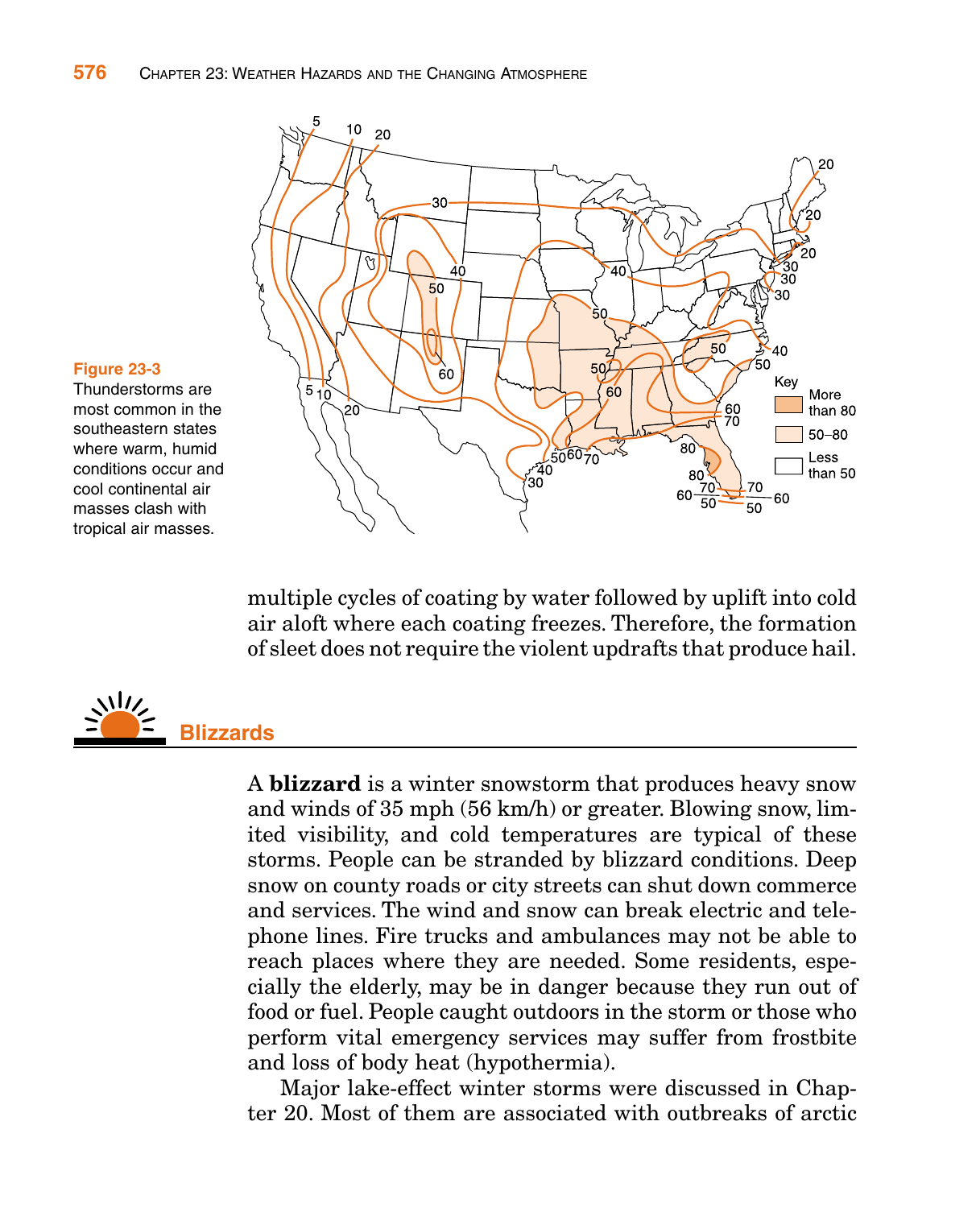**Figure 23-3** Thunderstorms are most common in the southeastern states where warm, humid conditions occur and cool continental air masses clash with tropical air masses.

multiple cycles of coating by water followed by uplift into cold air aloft where each coating freezes. Therefore, the formation of sleet does not require the violent updrafts that produce hail.

## Blizzards

A **blizzard** is a winter snowstorm that produces heavy snow and winds of 35 mph (56 km/h) or greater. Blowing snow, limited visibility, and cold temperatures are typical of these storms. People can be stranded by blizzard conditions. Deep snow on county roads or city streets can shut down commerce and services. The wind and snow can break electric and telephone lines. Fire trucks and ambulances may not be able to reach places where they are needed. Some residents, especially the elderly, may be in danger because they run out of food or fuel. People caught outdoors in the storm or those who perform vital emergency services may suffer from frostbite and loss of body heat (hypothermia).

Major lake-effect winter storms were discussed in Chapter 20. Most of them are associated with outbreaks of arctic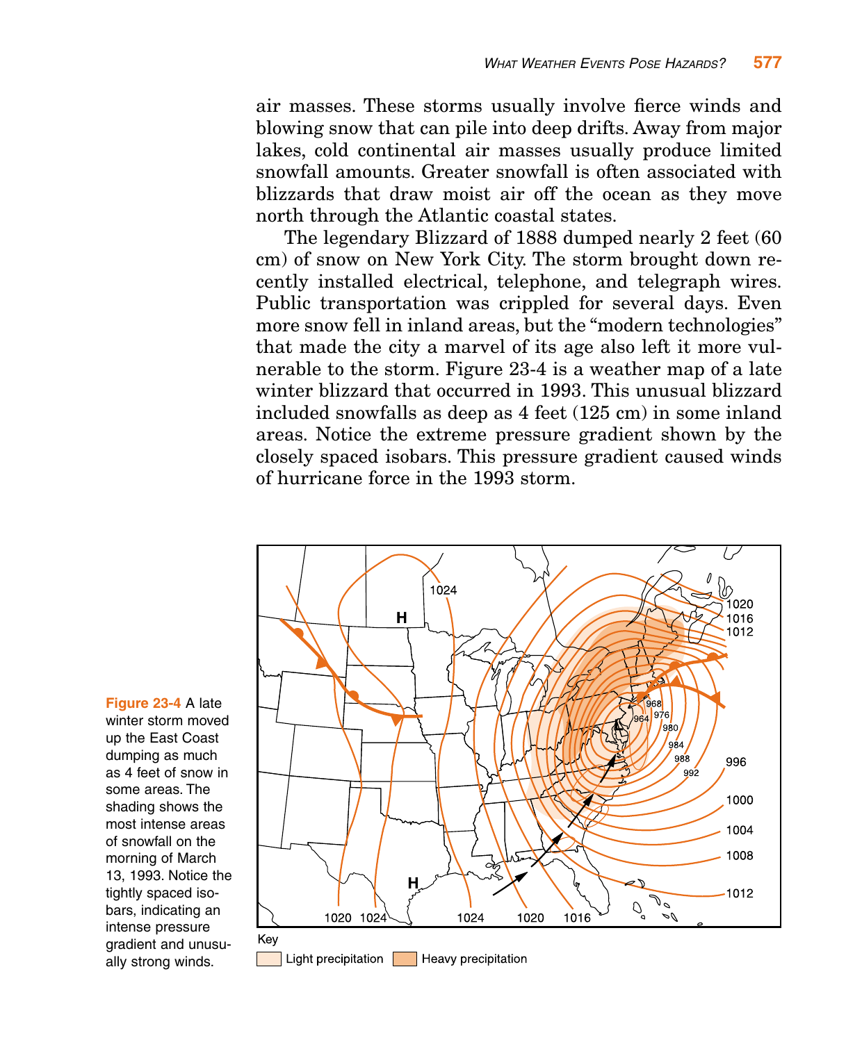air masses. These storms usually involve fierce winds and blowing snow that can pile into deep drifts. Away from major lakes, cold continental air masses usually produce limited snowfall amounts. Greater snowfall is often associated with blizzards that draw moist air off the ocean as they move north through the Atlantic coastal states.

The legendary Blizzard of 1888 dumped nearly 2 feet (60 cm) of snow on New York City. The storm brought down recently installed electrical, telephone, and telegraph wires. Public transportation was crippled for several days. Even more snow fell in inland areas, but the "modern technologies" that made the city a marvel of its age also left it more vulnerable to the storm. Figure 23-4 is a weather map of a late winter blizzard that occurred in 1993. This unusual blizzard included snowfalls as deep as 4 feet (125 cm) in some inland areas. Notice the extreme pressure gradient shown by the closely spaced isobars. This pressure gradient caused winds of hurricane force in the 1993 storm.

**Figure 23-4** A late winter storm moved up the East Coast dumping as much as 4 feet of snow in some areas. The shading shows the most intense areas of snowfall on the morning of March 13, 1993. Notice the tightly spaced isobars, indicating an intense pressure gradient and unusually strong winds.

Key: Light precipitation; Heavy precipitation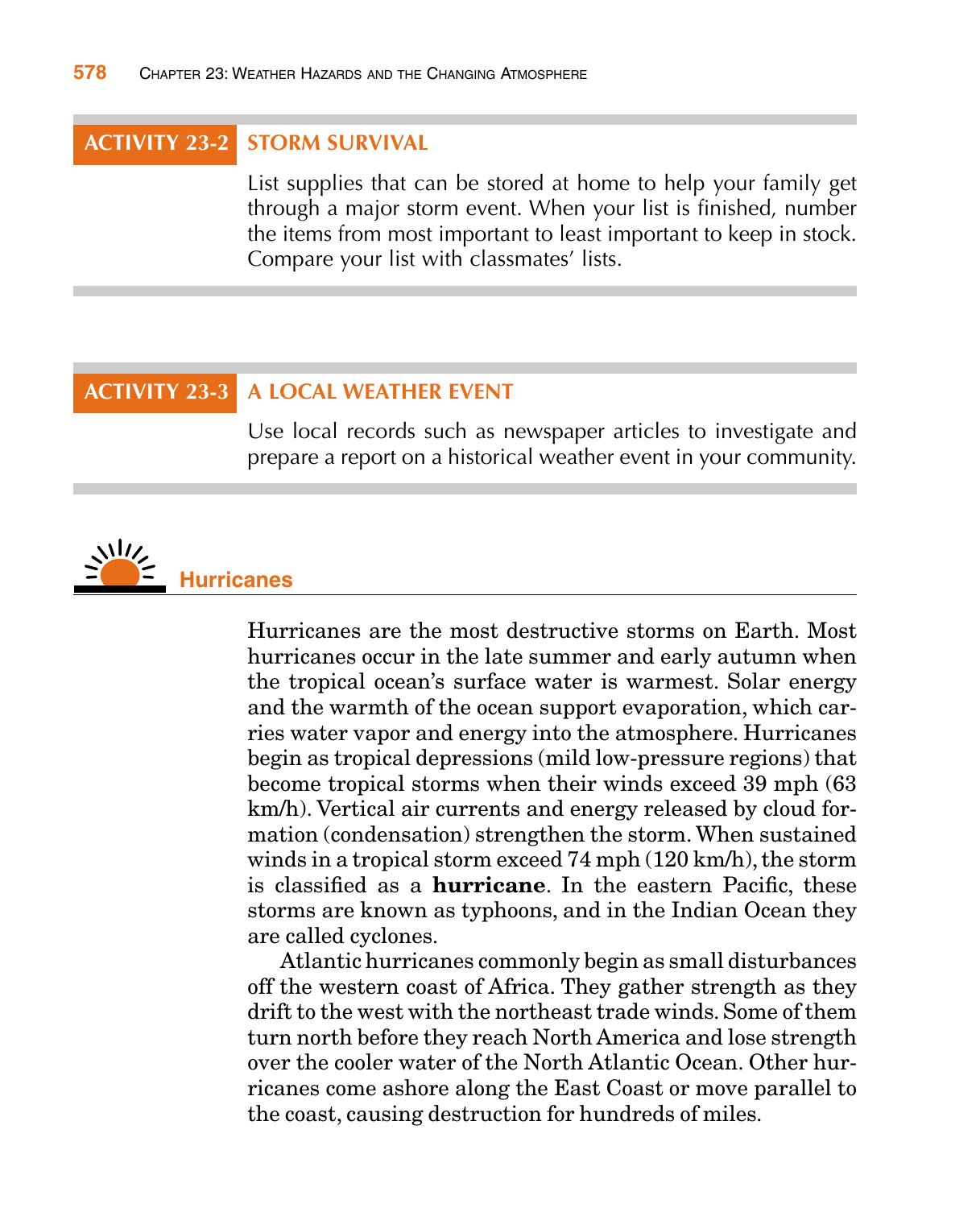## ACTIVITY 23-2 STORM SURVIVAL

List supplies that can be stored at home to help your family get through a major storm event. When your list is finished, number the items from most important to least important to keep in stock. Compare your list with classmates' lists.

## ACTIVITY 23-3 A LOCAL WEATHER EVENT

Use local records such as newspaper articles to investigate and prepare a report on a historical weather event in your community.

## Hurricanes

Hurricanes are the most destructive storms on Earth. Most hurricanes occur in the late summer and early autumn when the tropical ocean's surface water is warmest. Solar energy and the warmth of the ocean support evaporation, which carries water vapor and energy into the atmosphere. Hurricanes begin as tropical depressions (mild low-pressure regions) that become tropical storms when their winds exceed 39 mph (63 km/h). Vertical air currents and energy released by cloud formation (condensation) strengthen the storm. When sustained winds in a tropical storm exceed 74 mph (120 km/h), the storm is classified as a **hurricane**. In the eastern Pacific, these storms are known as typhoons, and in the Indian Ocean they are called cyclones.

Atlantic hurricanes commonly begin as small disturbances off the western coast of Africa. They gather strength as they drift to the west with the northeast trade winds. Some of them turn north before they reach North America and lose strength over the cooler water of the North Atlantic Ocean. Other hurricanes come ashore along the East Coast or move parallel to the coast, causing destruction for hundreds of miles.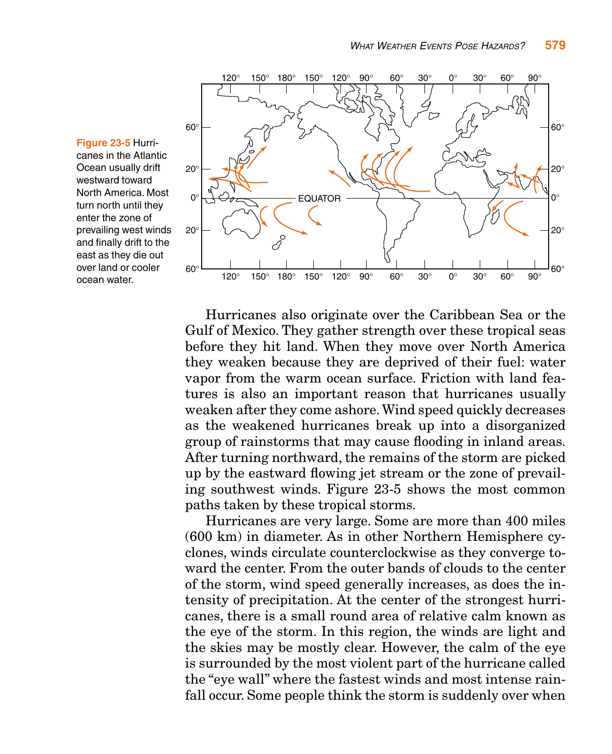Figure 23-5 Hurricanes in the Atlantic Ocean usually drift westward toward North America. Most turn north until they enter the zone of prevailing west winds and finally drift to the east as they die out over land or cooler ocean water.

Hurricanes also originate over the Caribbean Sea or the Gulf of Mexico. They gather strength over these tropical seas before they hit land. When they move over North America they weaken because they are deprived of their fuel: water vapor from the warm ocean surface. Friction with land features is also an important reason that hurricanes usually weaken after they come ashore. Wind speed quickly decreases as the weakened hurricanes break up into a disorganized group of rainstorms that may cause flooding in inland areas. After turning northward, the remains of the storm are picked up by the eastward flowing jet stream or the zone of prevailing southwest winds. Figure 23-5 shows the most common paths taken by these tropical storms.

Hurricanes are very large. Some are more than 400 miles (600 km) in diameter. As in other Northern Hemisphere cyclones, winds circulate counterclockwise as they converge toward the center. From the outer bands of clouds to the center of the storm, wind speed generally increases, as does the intensity of precipitation. At the center of the strongest hurricanes, there is a small round area of relative calm known as the eye of the storm. In this region, the winds are light and the skies may be mostly clear. However, the calm of the eye is surrounded by the most violent part of the hurricane called the "eye wall" where the fastest winds and most intense rainfall occur. Some people think the storm is suddenly over when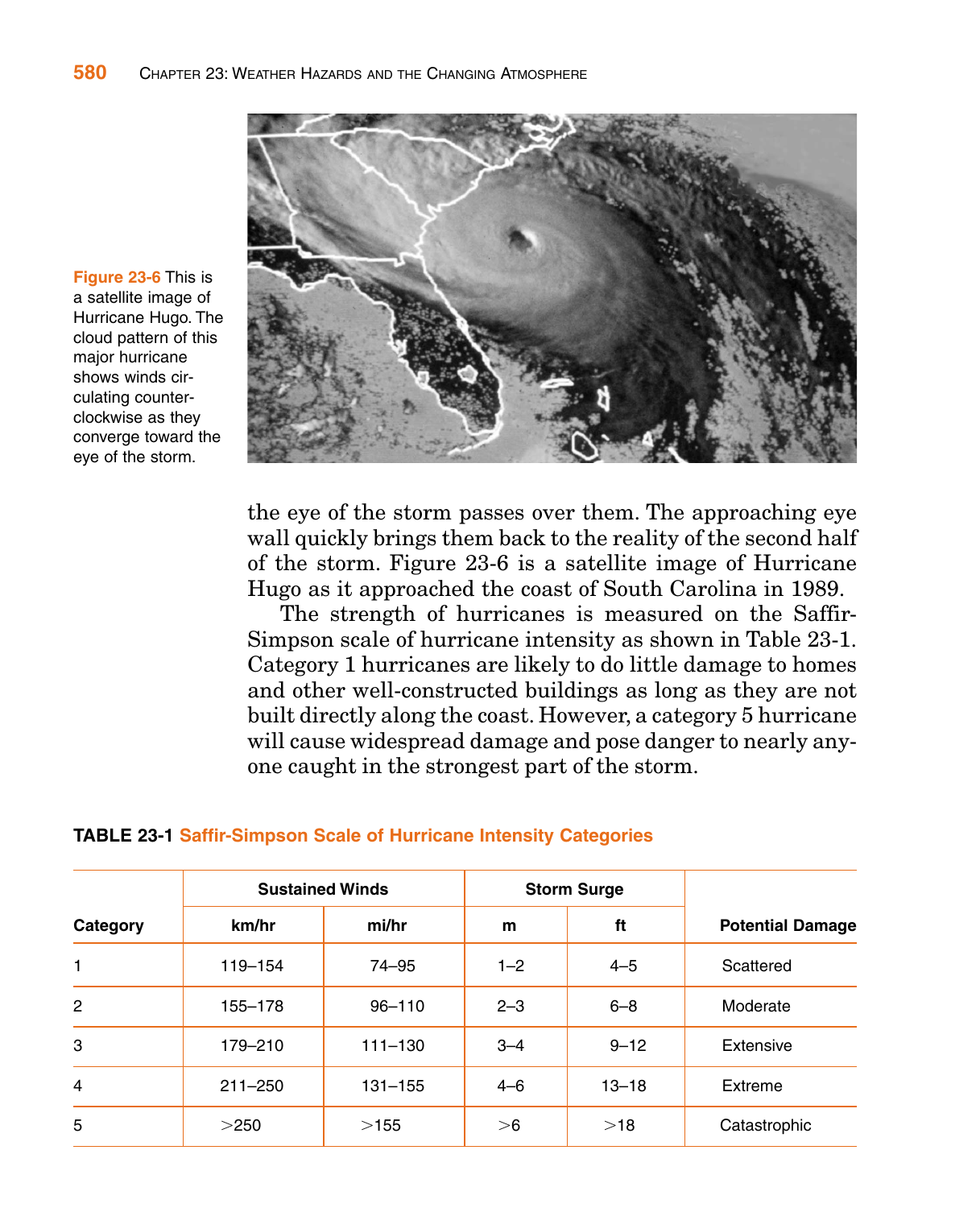Figure 23-6 This is a satellite image of Hurricane Hugo. The cloud pattern of this major hurricane shows winds circulating counterclockwise as they converge toward the eye of the storm.

the eye of the storm passes over them. The approaching eye wall quickly brings them back to the reality of the second half of the storm. Figure 23-6 is a satellite image of Hurricane Hugo as it approached the coast of South Carolina in 1989.

The strength of hurricanes is measured on the Saffir-Simpson scale of hurricane intensity as shown in Table 23-1. Category 1 hurricanes are likely to do little damage to homes and other well-constructed buildings as long as they are not built directly along the coast. However, a category 5 hurricane will cause widespread damage and pose danger to nearly anyone caught in the strongest part of the storm.

**TABLE 23-1 Saffir-Simpson Scale of Hurricane Intensity Categories**

| Category | Sustained Winds | | Storm Surge | | Potential Damage |
|---|---|---|---|---|---|
| | km/hr | mi/hr | m | ft | |
| 1 | 119–154 | 74–95 | 1–2 | 4–5 | Scattered |
| 2 | 155–178 | 96–110 | 2–3 | 6–8 | Moderate |
| 3 | 179–210 | 111–130 | 3–4 | 9–12 | Extensive |
| 4 | 211–250 | 131–155 | 4–6 | 13–18 | Extreme |
| 5 | >250 | >155 | >6 | >18 | Catastrophic |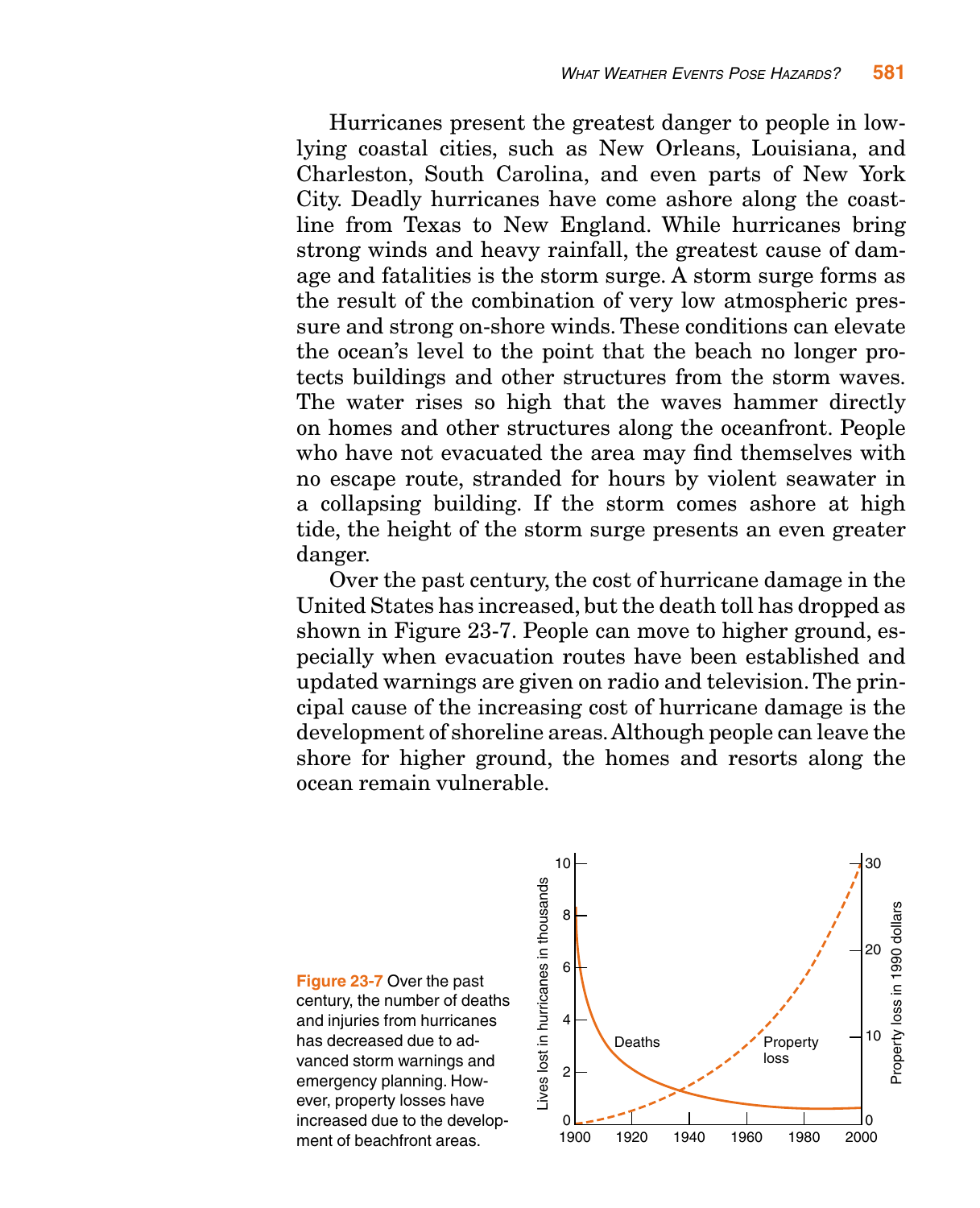Hurricanes present the greatest danger to people in low-lying coastal cities, such as New Orleans, Louisiana, and Charleston, South Carolina, and even parts of New York City. Deadly hurricanes have come ashore along the coastline from Texas to New England. While hurricanes bring strong winds and heavy rainfall, the greatest cause of damage and fatalities is the storm surge. A storm surge forms as the result of the combination of very low atmospheric pressure and strong on-shore winds. These conditions can elevate the ocean's level to the point that the beach no longer protects buildings and other structures from the storm waves. The water rises so high that the waves hammer directly on homes and other structures along the oceanfront. People who have not evacuated the area may find themselves with no escape route, stranded for hours by violent seawater in a collapsing building. If the storm comes ashore at high tide, the height of the storm surge presents an even greater danger.

Over the past century, the cost of hurricane damage in the United States has increased, but the death toll has dropped as shown in Figure 23-7. People can move to higher ground, especially when evacuation routes have been established and updated warnings are given on radio and television. The principal cause of the increasing cost of hurricane damage is the development of shoreline areas. Although people can leave the shore for higher ground, the homes and resorts along the ocean remain vulnerable.

Lives lost in hurricanes in thousands

10
8
6
4
2
0

Property loss in 1990 dollars

30
20
10
0

1900 1920 1940 1960 1980 2000

Deaths

Property loss

**Figure 23-7** Over the past century, the number of deaths and injuries from hurricanes has decreased due to advanced storm warnings and emergency planning. However, property losses have increased due to the development of beachfront areas.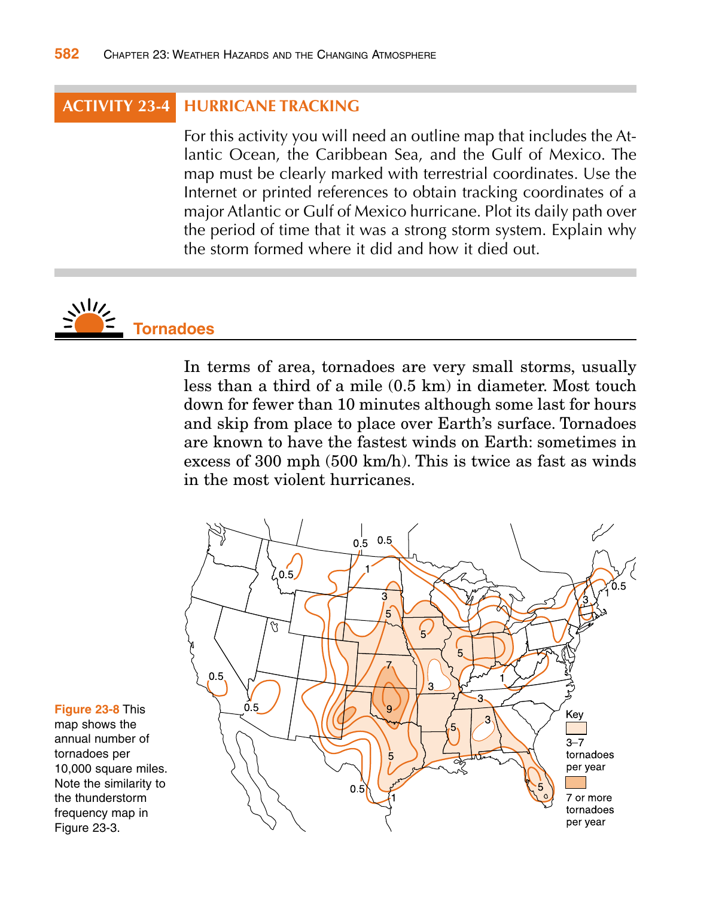## ACTIVITY 23-4 HURRICANE TRACKING

For this activity you will need an outline map that includes the Atlantic Ocean, the Caribbean Sea, and the Gulf of Mexico. The map must be clearly marked with terrestrial coordinates. Use the Internet or printed references to obtain tracking coordinates of a major Atlantic or Gulf of Mexico hurricane. Plot its daily path over the period of time that it was a strong storm system. Explain why the storm formed where it did and how it died out.

## Tornadoes

In terms of area, tornadoes are very small storms, usually less than a third of a mile (0.5 km) in diameter. Most touch down for fewer than 10 minutes although some last for hours and skip from place to place over Earth's surface. Tornadoes are known to have the fastest winds on Earth: sometimes in excess of 300 mph (500 km/h). This is twice as fast as winds in the most violent hurricanes.

**Figure 23-8** This map shows the annual number of tornadoes per 10,000 square miles. Note the similarity to the thunderstorm frequency map in Figure 23-3.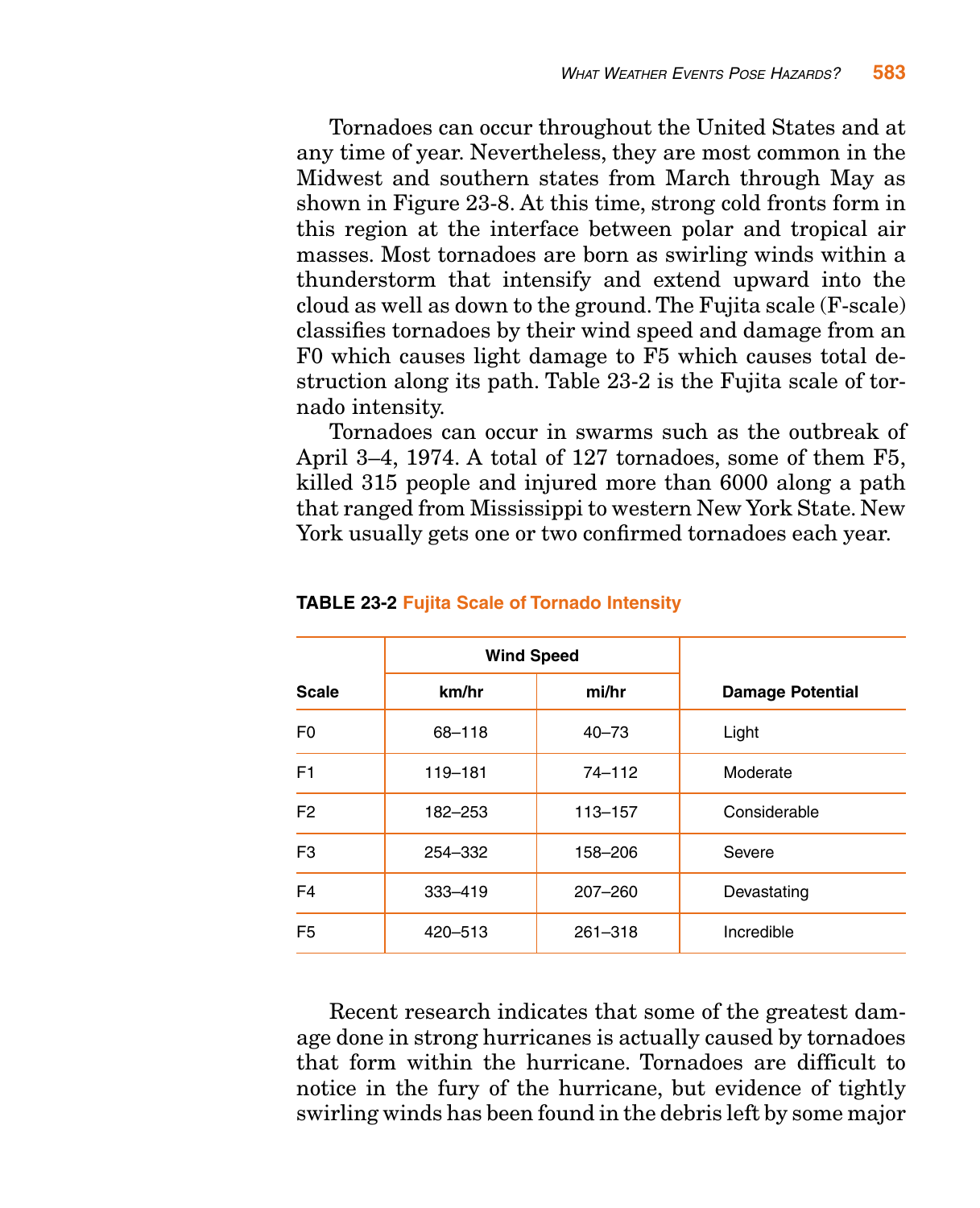Tornadoes can occur throughout the United States and at any time of year. Nevertheless, they are most common in the Midwest and southern states from March through May as shown in Figure 23-8. At this time, strong cold fronts form in this region at the interface between polar and tropical air masses. Most tornadoes are born as swirling winds within a thunderstorm that intensify and extend upward into the cloud as well as down to the ground. The Fujita scale (F-scale) classifies tornadoes by their wind speed and damage from an F0 which causes light damage to F5 which causes total destruction along its path. Table 23-2 is the Fujita scale of tornado intensity.

Tornadoes can occur in swarms such as the outbreak of April 3–4, 1974. A total of 127 tornadoes, some of them F5, killed 315 people and injured more than 6000 along a path that ranged from Mississippi to western New York State. New York usually gets one or two confirmed tornadoes each year.

**TABLE 23-2 Fujita Scale of Tornado Intensity**

| Scale | Wind Speed | | Damage Potential |
|---|---|---|---|
| | km/hr | mi/hr | |
| F0 | 68–118 | 40–73 | Light |
| F1 | 119–181 | 74–112 | Moderate |
| F2 | 182–253 | 113–157 | Considerable |
| F3 | 254–332 | 158–206 | Severe |
| F4 | 333–419 | 207–260 | Devastating |
| F5 | 420–513 | 261–318 | Incredible |

Recent research indicates that some of the greatest damage done in strong hurricanes is actually caused by tornadoes that form within the hurricane. Tornadoes are difficult to notice in the fury of the hurricane, but evidence of tightly swirling winds has been found in the debris left by some major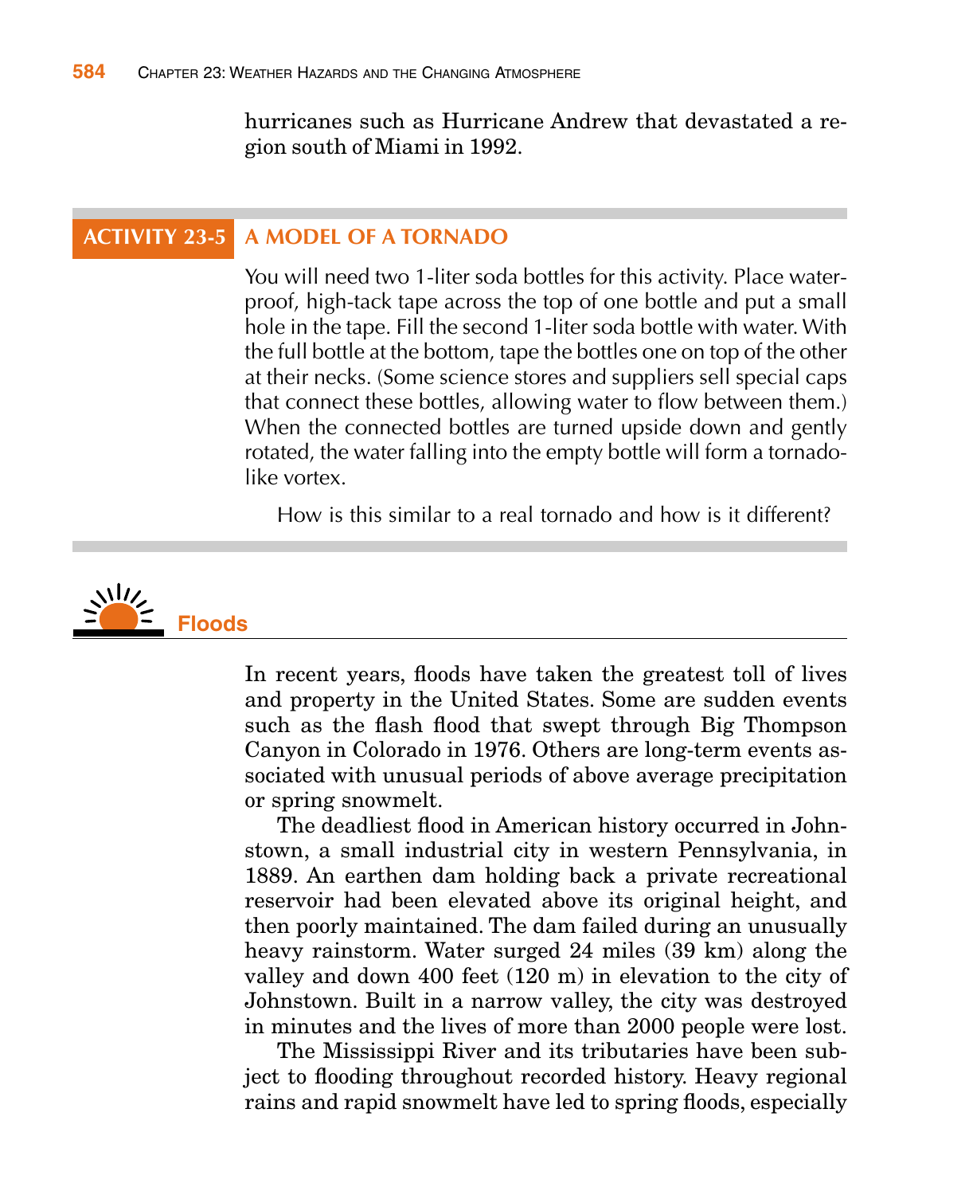hurricanes such as Hurricane Andrew that devastated a region south of Miami in 1992.

### ACTIVITY 23-5 A MODEL OF A TORNADO

You will need two 1-liter soda bottles for this activity. Place waterproof, high-tack tape across the top of one bottle and put a small hole in the tape. Fill the second 1-liter soda bottle with water. With the full bottle at the bottom, tape the bottles one on top of the other at their necks. (Some science stores and suppliers sell special caps that connect these bottles, allowing water to flow between them.) When the connected bottles are turned upside down and gently rotated, the water falling into the empty bottle will form a tornado-like vortex.

How is this similar to a real tornado and how is it different?

## Floods

In recent years, floods have taken the greatest toll of lives and property in the United States. Some are sudden events such as the flash flood that swept through Big Thompson Canyon in Colorado in 1976. Others are long-term events associated with unusual periods of above average precipitation or spring snowmelt.

The deadliest flood in American history occurred in Johnstown, a small industrial city in western Pennsylvania, in 1889. An earthen dam holding back a private recreational reservoir had been elevated above its original height, and then poorly maintained. The dam failed during an unusually heavy rainstorm. Water surged 24 miles (39 km) along the valley and down 400 feet (120 m) in elevation to the city of Johnstown. Built in a narrow valley, the city was destroyed in minutes and the lives of more than 2000 people were lost.

The Mississippi River and its tributaries have been subject to flooding throughout recorded history. Heavy regional rains and rapid snowmelt have led to spring floods, especially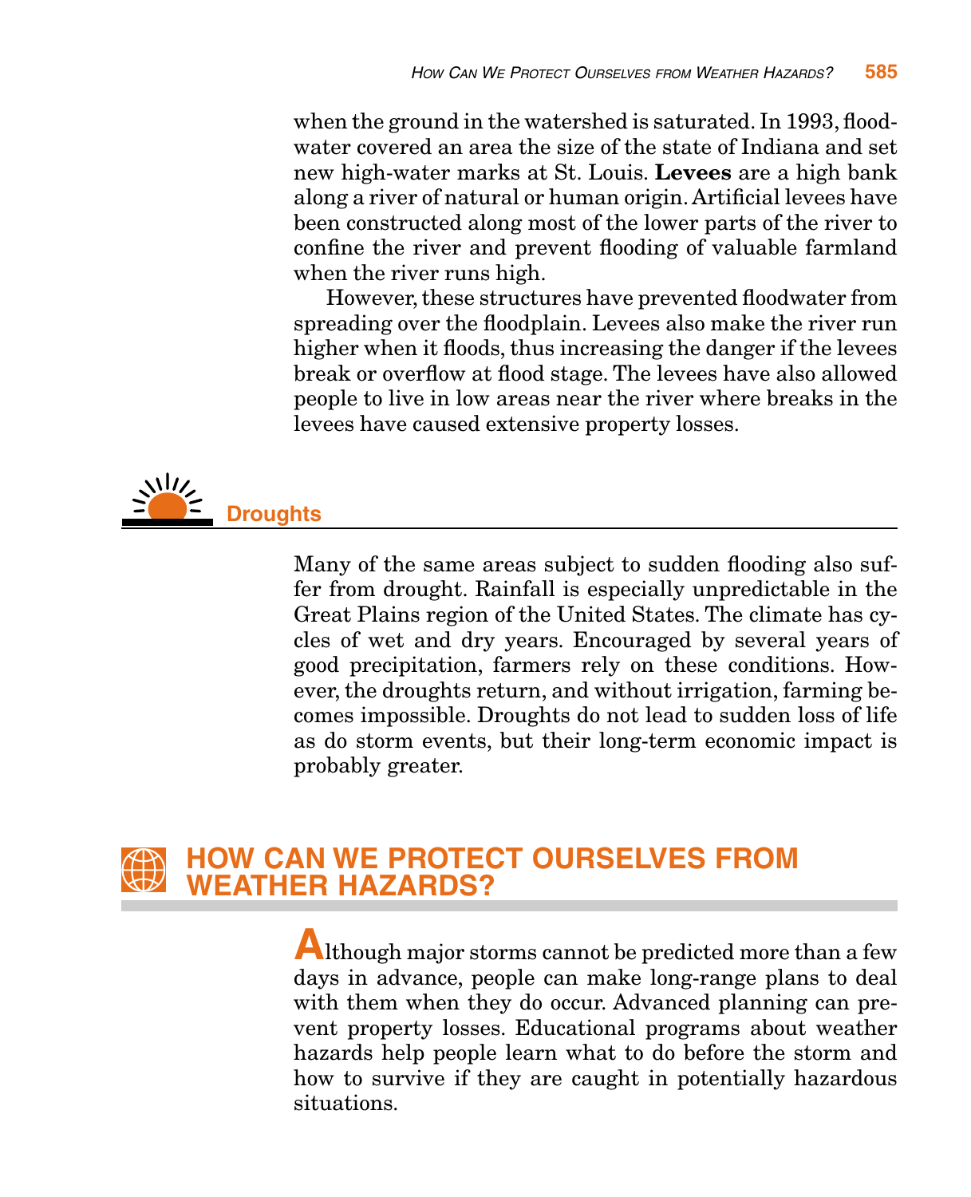when the ground in the watershed is saturated. In 1993, floodwater covered an area the size of the state of Indiana and set new high-water marks at St. Louis. **Levees** are a high bank along a river of natural or human origin. Artificial levees have been constructed along most of the lower parts of the river to confine the river and prevent flooding of valuable farmland when the river runs high.

However, these structures have prevented floodwater from spreading over the floodplain. Levees also make the river run higher when it floods, thus increasing the danger if the levees break or overflow at flood stage. The levees have also allowed people to live in low areas near the river where breaks in the levees have caused extensive property losses.

### Droughts

Many of the same areas subject to sudden flooding also suffer from drought. Rainfall is especially unpredictable in the Great Plains region of the United States. The climate has cycles of wet and dry years. Encouraged by several years of good precipitation, farmers rely on these conditions. However, the droughts return, and without irrigation, farming becomes impossible. Droughts do not lead to sudden loss of life as do storm events, but their long-term economic impact is probably greater.

## HOW CAN WE PROTECT OURSELVES FROM WEATHER HAZARDS?

Although major storms cannot be predicted more than a few days in advance, people can make long-range plans to deal with them when they do occur. Advanced planning can prevent property losses. Educational programs about weather hazards help people learn what to do before the storm and how to survive if they are caught in potentially hazardous situations.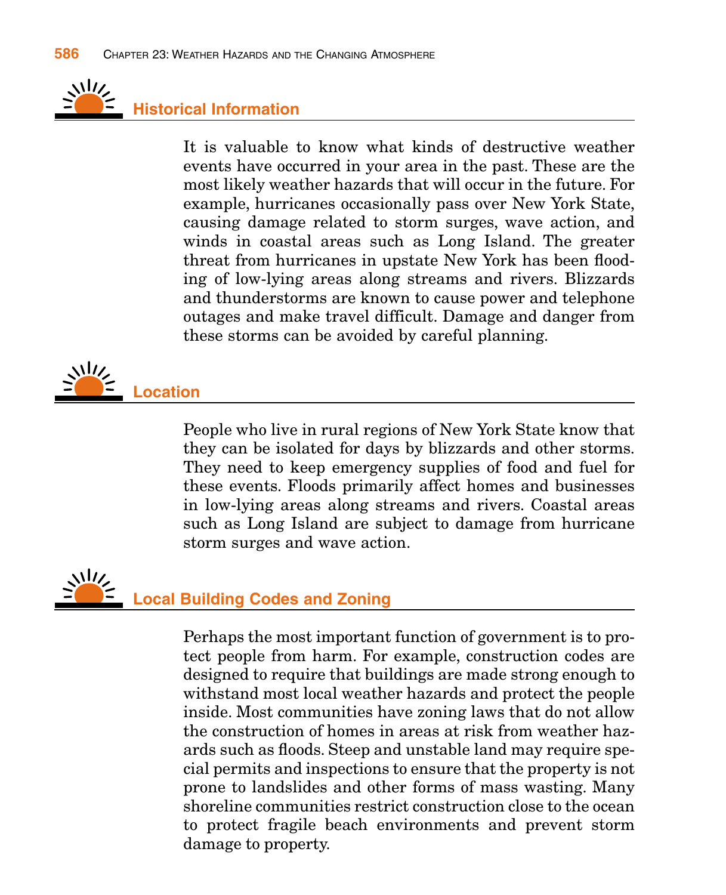## Historical Information

It is valuable to know what kinds of destructive weather events have occurred in your area in the past. These are the most likely weather hazards that will occur in the future. For example, hurricanes occasionally pass over New York State, causing damage related to storm surges, wave action, and winds in coastal areas such as Long Island. The greater threat from hurricanes in upstate New York has been flooding of low-lying areas along streams and rivers. Blizzards and thunderstorms are known to cause power and telephone outages and make travel difficult. Damage and danger from these storms can be avoided by careful planning.

## Location

People who live in rural regions of New York State know that they can be isolated for days by blizzards and other storms. They need to keep emergency supplies of food and fuel for these events. Floods primarily affect homes and businesses in low-lying areas along streams and rivers. Coastal areas such as Long Island are subject to damage from hurricane storm surges and wave action.

## Local Building Codes and Zoning

Perhaps the most important function of government is to protect people from harm. For example, construction codes are designed to require that buildings are made strong enough to withstand most local weather hazards and protect the people inside. Most communities have zoning laws that do not allow the construction of homes in areas at risk from weather hazards such as floods. Steep and unstable land may require special permits and inspections to ensure that the property is not prone to landslides and other forms of mass wasting. Many shoreline communities restrict construction close to the ocean to protect fragile beach environments and prevent storm damage to property.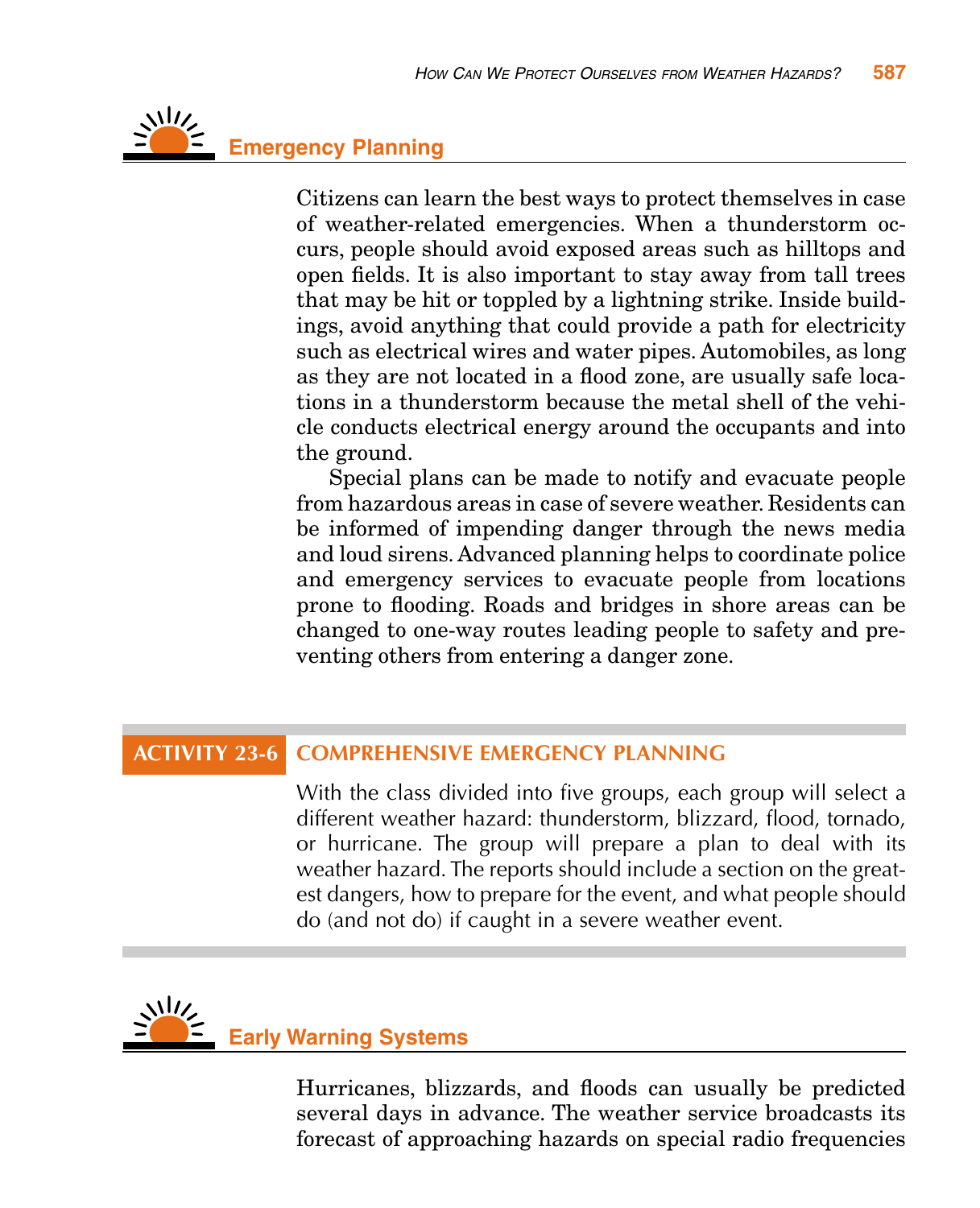## Emergency Planning

Citizens can learn the best ways to protect themselves in case of weather-related emergencies. When a thunderstorm occurs, people should avoid exposed areas such as hilltops and open fields. It is also important to stay away from tall trees that may be hit or toppled by a lightning strike. Inside buildings, avoid anything that could provide a path for electricity such as electrical wires and water pipes. Automobiles, as long as they are not located in a flood zone, are usually safe locations in a thunderstorm because the metal shell of the vehicle conducts electrical energy around the occupants and into the ground.

Special plans can be made to notify and evacuate people from hazardous areas in case of severe weather. Residents can be informed of impending danger through the news media and loud sirens. Advanced planning helps to coordinate police and emergency services to evacuate people from locations prone to flooding. Roads and bridges in shore areas can be changed to one-way routes leading people to safety and preventing others from entering a danger zone.

### ACTIVITY 23-6 COMPREHENSIVE EMERGENCY PLANNING

With the class divided into five groups, each group will select a different weather hazard: thunderstorm, blizzard, flood, tornado, or hurricane. The group will prepare a plan to deal with its weather hazard. The reports should include a section on the greatest dangers, how to prepare for the event, and what people should do (and not do) if caught in a severe weather event.

## Early Warning Systems

Hurricanes, blizzards, and floods can usually be predicted several days in advance. The weather service broadcasts its forecast of approaching hazards on special radio frequencies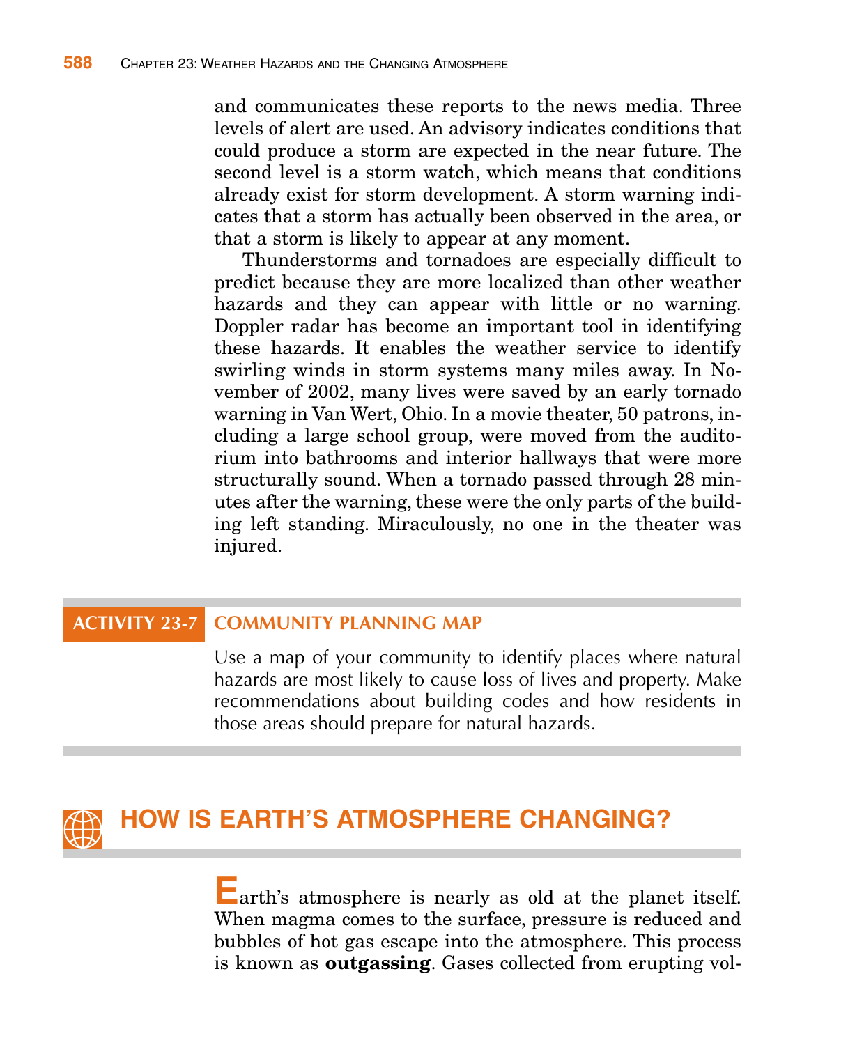and communicates these reports to the news media. Three levels of alert are used. An advisory indicates conditions that could produce a storm are expected in the near future. The second level is a storm watch, which means that conditions already exist for storm development. A storm warning indicates that a storm has actually been observed in the area, or that a storm is likely to appear at any moment.

Thunderstorms and tornadoes are especially difficult to predict because they are more localized than other weather hazards and they can appear with little or no warning. Doppler radar has become an important tool in identifying these hazards. It enables the weather service to identify swirling winds in storm systems many miles away. In November of 2002, many lives were saved by an early tornado warning in Van Wert, Ohio. In a movie theater, 50 patrons, including a large school group, were moved from the auditorium into bathrooms and interior hallways that were more structurally sound. When a tornado passed through 28 minutes after the warning, these were the only parts of the building left standing. Miraculously, no one in the theater was injured.

### ACTIVITY 23-7 COMMUNITY PLANNING MAP

Use a map of your community to identify places where natural hazards are most likely to cause loss of lives and property. Make recommendations about building codes and how residents in those areas should prepare for natural hazards.

## HOW IS EARTH'S ATMOSPHERE CHANGING?

Earth's atmosphere is nearly as old at the planet itself. When magma comes to the surface, pressure is reduced and bubbles of hot gas escape into the atmosphere. This process is known as **outgassing**. Gases collected from erupting vol-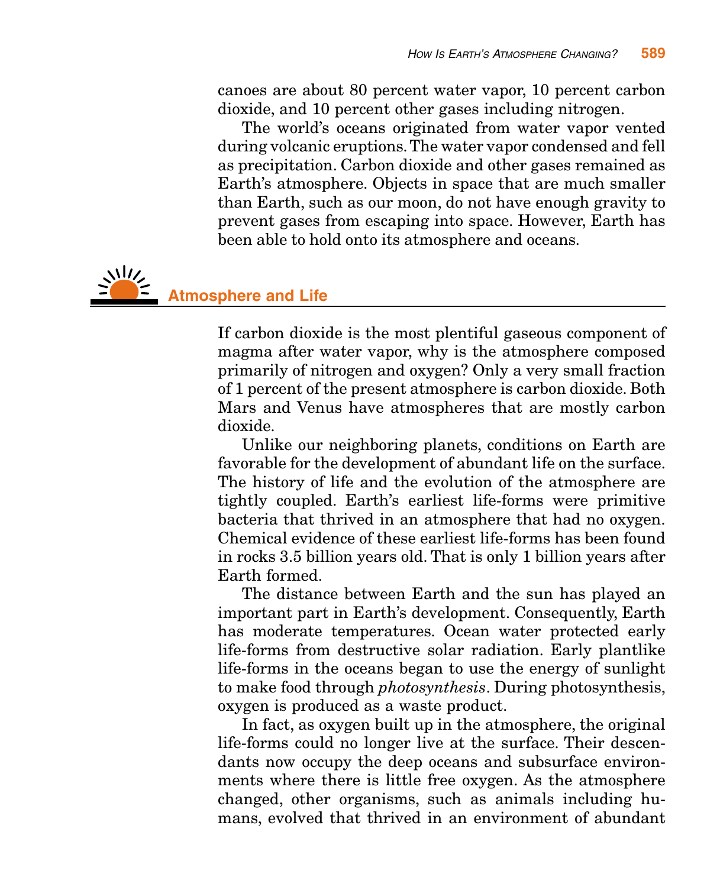canoes are about 80 percent water vapor, 10 percent carbon dioxide, and 10 percent other gases including nitrogen.

The world's oceans originated from water vapor vented during volcanic eruptions. The water vapor condensed and fell as precipitation. Carbon dioxide and other gases remained as Earth's atmosphere. Objects in space that are much smaller than Earth, such as our moon, do not have enough gravity to prevent gases from escaping into space. However, Earth has been able to hold onto its atmosphere and oceans.

## Atmosphere and Life

If carbon dioxide is the most plentiful gaseous component of magma after water vapor, why is the atmosphere composed primarily of nitrogen and oxygen? Only a very small fraction of 1 percent of the present atmosphere is carbon dioxide. Both Mars and Venus have atmospheres that are mostly carbon dioxide.

Unlike our neighboring planets, conditions on Earth are favorable for the development of abundant life on the surface. The history of life and the evolution of the atmosphere are tightly coupled. Earth's earliest life-forms were primitive bacteria that thrived in an atmosphere that had no oxygen. Chemical evidence of these earliest life-forms has been found in rocks 3.5 billion years old. That is only 1 billion years after Earth formed.

The distance between Earth and the sun has played an important part in Earth's development. Consequently, Earth has moderate temperatures. Ocean water protected early life-forms from destructive solar radiation. Early plantlike life-forms in the oceans began to use the energy of sunlight to make food through *photosynthesis*. During photosynthesis, oxygen is produced as a waste product.

In fact, as oxygen built up in the atmosphere, the original life-forms could no longer live at the surface. Their descendants now occupy the deep oceans and subsurface environments where there is little free oxygen. As the atmosphere changed, other organisms, such as animals including humans, evolved that thrived in an environment of abundant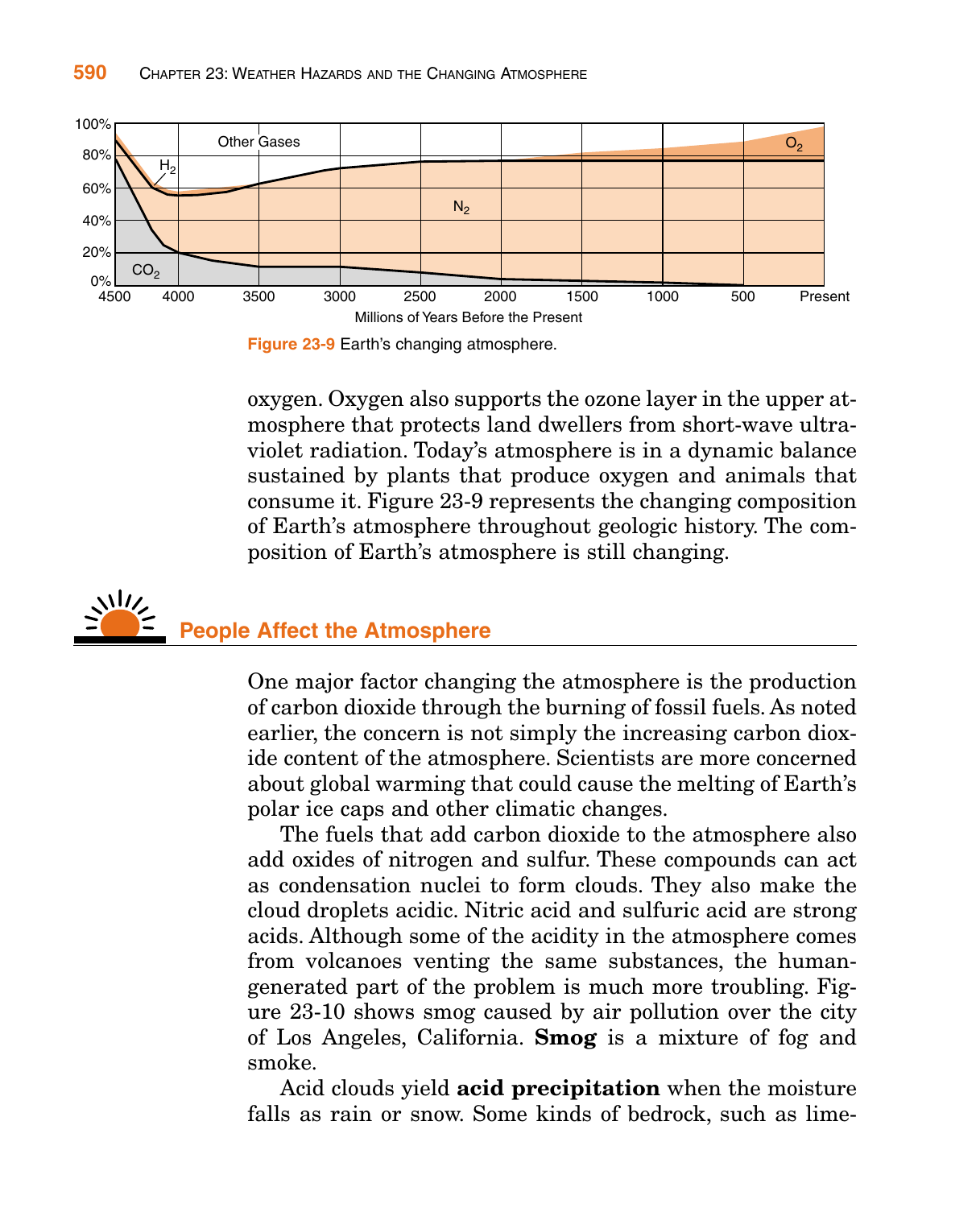Figure 23-9 Earth's changing atmosphere.

oxygen. Oxygen also supports the ozone layer in the upper atmosphere that protects land dwellers from short-wave ultraviolet radiation. Today's atmosphere is in a dynamic balance sustained by plants that produce oxygen and animals that consume it. Figure 23-9 represents the changing composition of Earth's atmosphere throughout geologic history. The composition of Earth's atmosphere is still changing.

## People Affect the Atmosphere

One major factor changing the atmosphere is the production of carbon dioxide through the burning of fossil fuels. As noted earlier, the concern is not simply the increasing carbon dioxide content of the atmosphere. Scientists are more concerned about global warming that could cause the melting of Earth's polar ice caps and other climatic changes.

The fuels that add carbon dioxide to the atmosphere also add oxides of nitrogen and sulfur. These compounds can act as condensation nuclei to form clouds. They also make the cloud droplets acidic. Nitric acid and sulfuric acid are strong acids. Although some of the acidity in the atmosphere comes from volcanoes venting the same substances, the human-generated part of the problem is much more troubling. Figure 23-10 shows smog caused by air pollution over the city of Los Angeles, California. **Smog** is a mixture of fog and smoke.

Acid clouds yield **acid precipitation** when the moisture falls as rain or snow. Some kinds of bedrock, such as lime-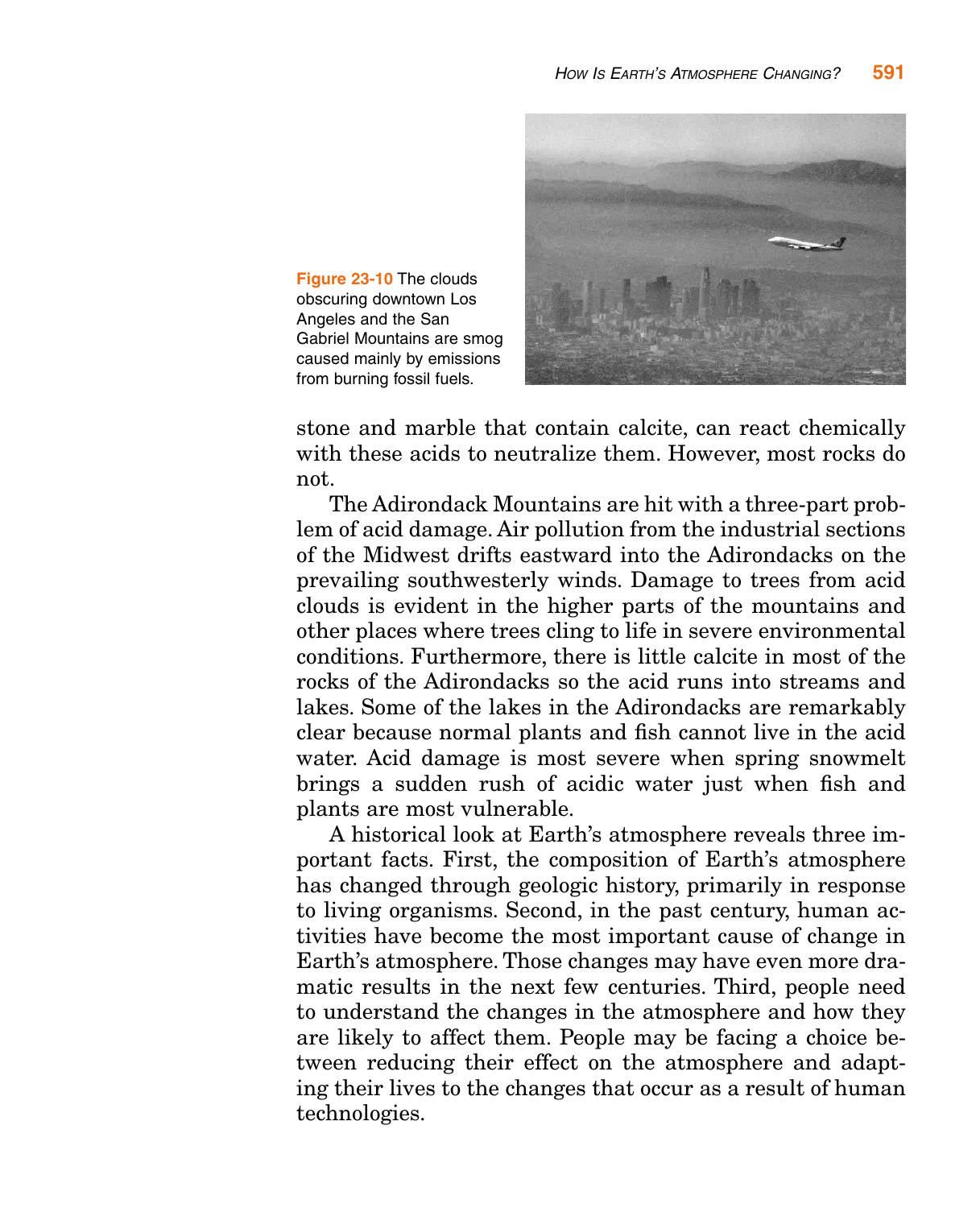**Figure 23-10** The clouds obscuring downtown Los Angeles and the San Gabriel Mountains are smog caused mainly by emissions from burning fossil fuels.

stone and marble that contain calcite, can react chemically with these acids to neutralize them. However, most rocks do not.

The Adirondack Mountains are hit with a three-part problem of acid damage. Air pollution from the industrial sections of the Midwest drifts eastward into the Adirondacks on the prevailing southwesterly winds. Damage to trees from acid clouds is evident in the higher parts of the mountains and other places where trees cling to life in severe environmental conditions. Furthermore, there is little calcite in most of the rocks of the Adirondacks so the acid runs into streams and lakes. Some of the lakes in the Adirondacks are remarkably clear because normal plants and fish cannot live in the acid water. Acid damage is most severe when spring snowmelt brings a sudden rush of acidic water just when fish and plants are most vulnerable.

A historical look at Earth's atmosphere reveals three important facts. First, the composition of Earth's atmosphere has changed through geologic history, primarily in response to living organisms. Second, in the past century, human activities have become the most important cause of change in Earth's atmosphere. Those changes may have even more dramatic results in the next few centuries. Third, people need to understand the changes in the atmosphere and how they are likely to affect them. People may be facing a choice between reducing their effect on the atmosphere and adapting their lives to the changes that occur as a result of human technologies.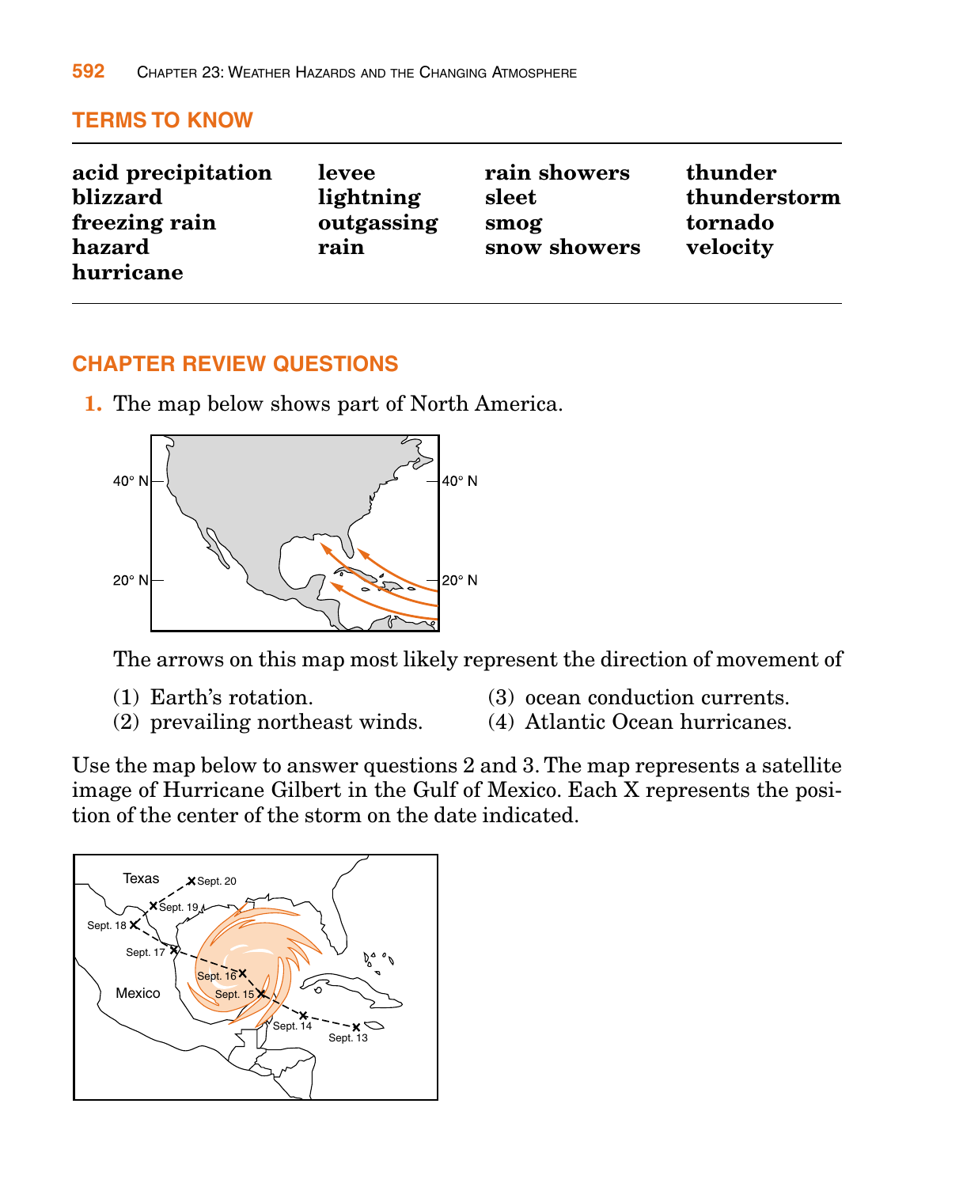## TERMS TO KNOW

| | | | |
|---|---|---|---|
| **acid precipitation** | **levee** | **rain showers** | **thunder** |
| **blizzard** | **lightning** | **sleet** | **thunderstorm** |
| **freezing rain** | **outgassing** | **smog** | **tornado** |
| **hazard** | **rain** | **snow showers** | **velocity** |
| **hurricane** | | | |

## CHAPTER REVIEW QUESTIONS

**1.** The map below shows part of North America.

The arrows on this map most likely represent the direction of movement of

(1) Earth's rotation.
(2) prevailing northeast winds.
(3) ocean conduction currents.
(4) Atlantic Ocean hurricanes.

Use the map below to answer questions 2 and 3. The map represents a satellite image of Hurricane Gilbert in the Gulf of Mexico. Each X represents the position of the center of the storm on the date indicated.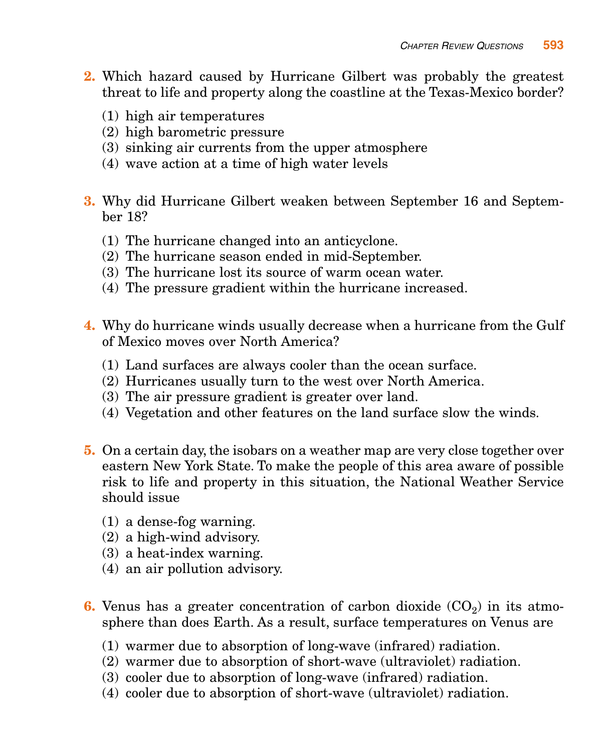2. Which hazard caused by Hurricane Gilbert was probably the greatest threat to life and property along the coastline at the Texas-Mexico border?

   (1) high air temperatures
   (2) high barometric pressure
   (3) sinking air currents from the upper atmosphere
   (4) wave action at a time of high water levels

3. Why did Hurricane Gilbert weaken between September 16 and September 18?

   (1) The hurricane changed into an anticyclone.
   (2) The hurricane season ended in mid-September.
   (3) The hurricane lost its source of warm ocean water.
   (4) The pressure gradient within the hurricane increased.

4. Why do hurricane winds usually decrease when a hurricane from the Gulf of Mexico moves over North America?

   (1) Land surfaces are always cooler than the ocean surface.
   (2) Hurricanes usually turn to the west over North America.
   (3) The air pressure gradient is greater over land.
   (4) Vegetation and other features on the land surface slow the winds.

5. On a certain day, the isobars on a weather map are very close together over eastern New York State. To make the people of this area aware of possible risk to life and property in this situation, the National Weather Service should issue

   (1) a dense-fog warning.
   (2) a high-wind advisory.
   (3) a heat-index warning.
   (4) an air pollution advisory.

6. Venus has a greater concentration of carbon dioxide ($CO_2$) in its atmosphere than does Earth. As a result, surface temperatures on Venus are

   (1) warmer due to absorption of long-wave (infrared) radiation.
   (2) warmer due to absorption of short-wave (ultraviolet) radiation.
   (3) cooler due to absorption of long-wave (infrared) radiation.
   (4) cooler due to absorption of short-wave (ultraviolet) radiation.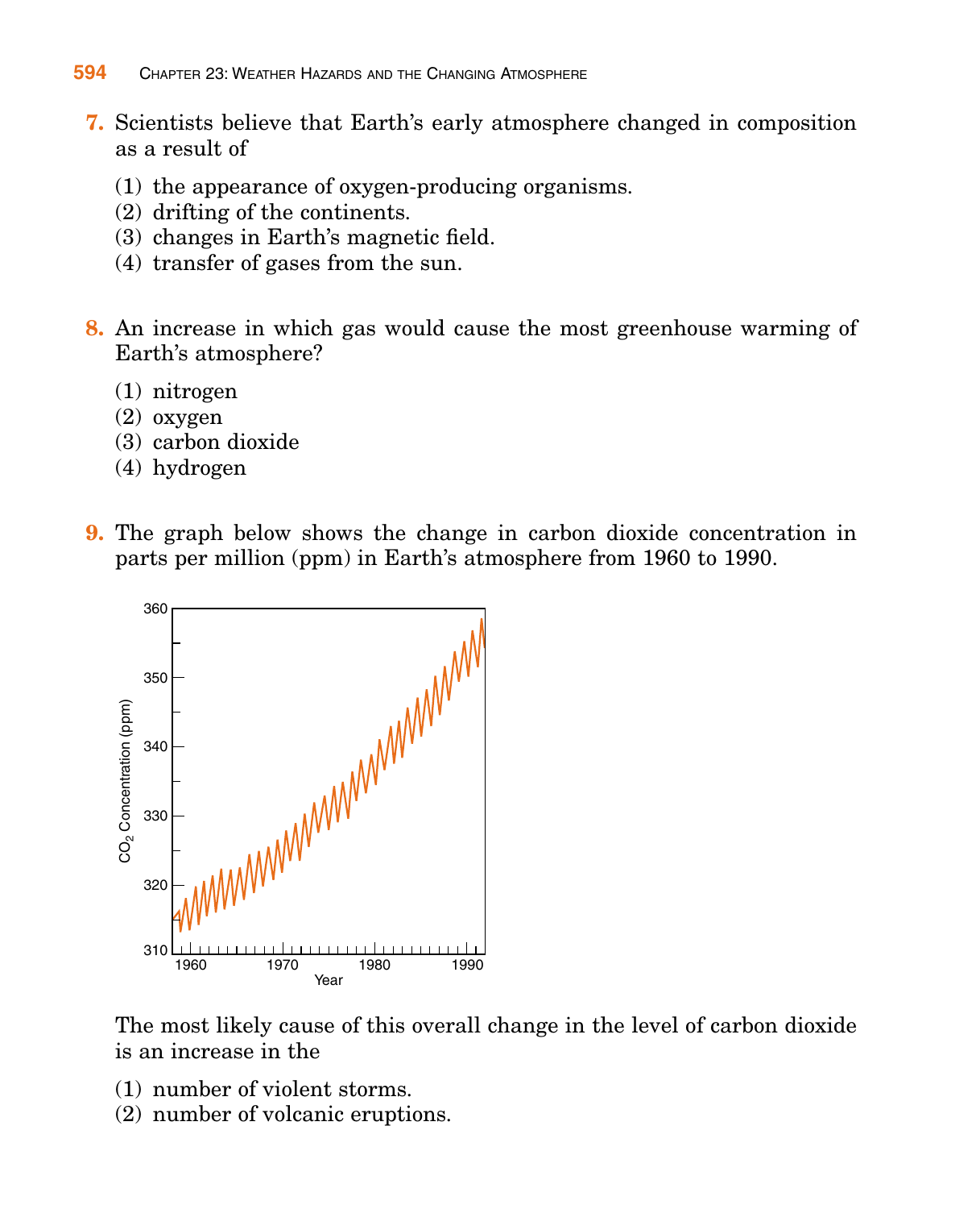**7.** Scientists believe that Earth's early atmosphere changed in composition as a result of

(1) the appearance of oxygen-producing organisms.
(2) drifting of the continents.
(3) changes in Earth's magnetic field.
(4) transfer of gases from the sun.

**8.** An increase in which gas would cause the most greenhouse warming of Earth's atmosphere?

(1) nitrogen
(2) oxygen
(3) carbon dioxide
(4) hydrogen

**9.** The graph below shows the change in carbon dioxide concentration in parts per million (ppm) in Earth's atmosphere from 1960 to 1990.

The most likely cause of this overall change in the level of carbon dioxide is an increase in the

(1) number of violent storms.
(2) number of volcanic eruptions.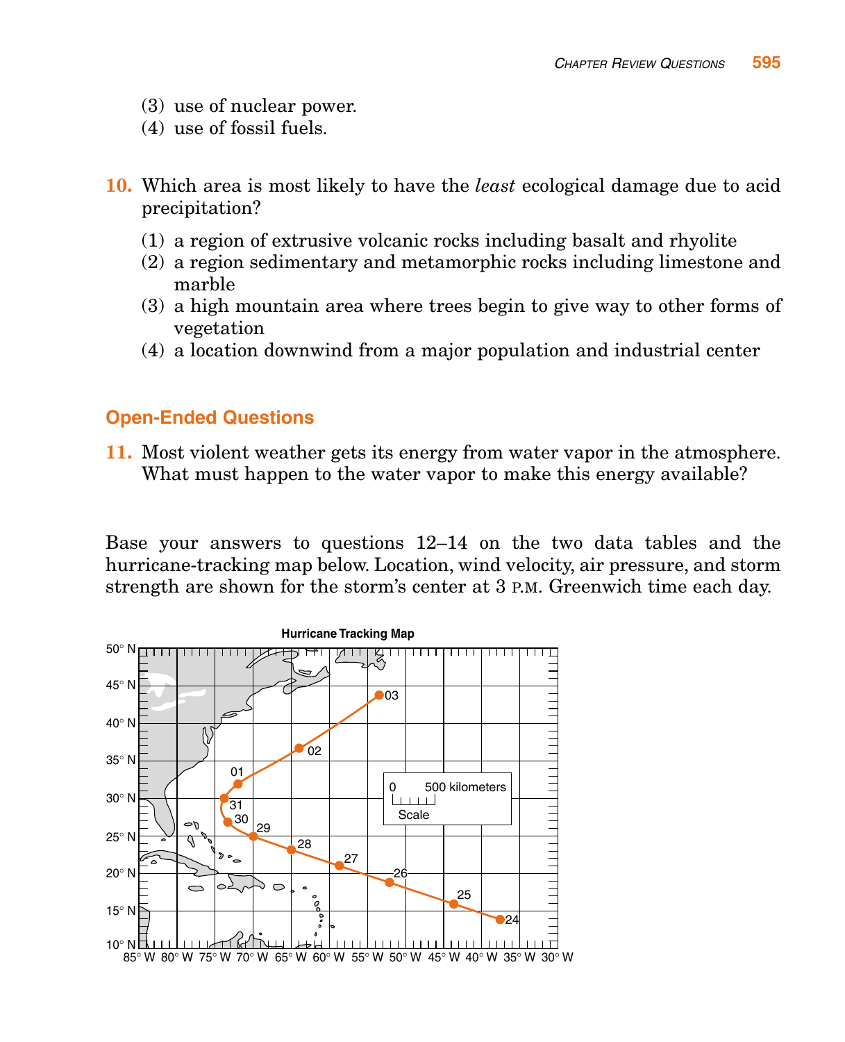(3) use of nuclear power.
(4) use of fossil fuels.

**10.** Which area is most likely to have the *least* ecological damage due to acid precipitation?

(1) a region of extrusive volcanic rocks including basalt and rhyolite
(2) a region sedimentary and metamorphic rocks including limestone and marble
(3) a high mountain area where trees begin to give way to other forms of vegetation
(4) a location downwind from a major population and industrial center

## Open-Ended Questions

**11.** Most violent weather gets its energy from water vapor in the atmosphere. What must happen to the water vapor to make this energy available?

Base your answers to questions 12–14 on the two data tables and the hurricane-tracking map below. Location, wind velocity, air pressure, and storm strength are shown for the storm's center at 3 P.M. Greenwich time each day.

Hurricane Tracking Map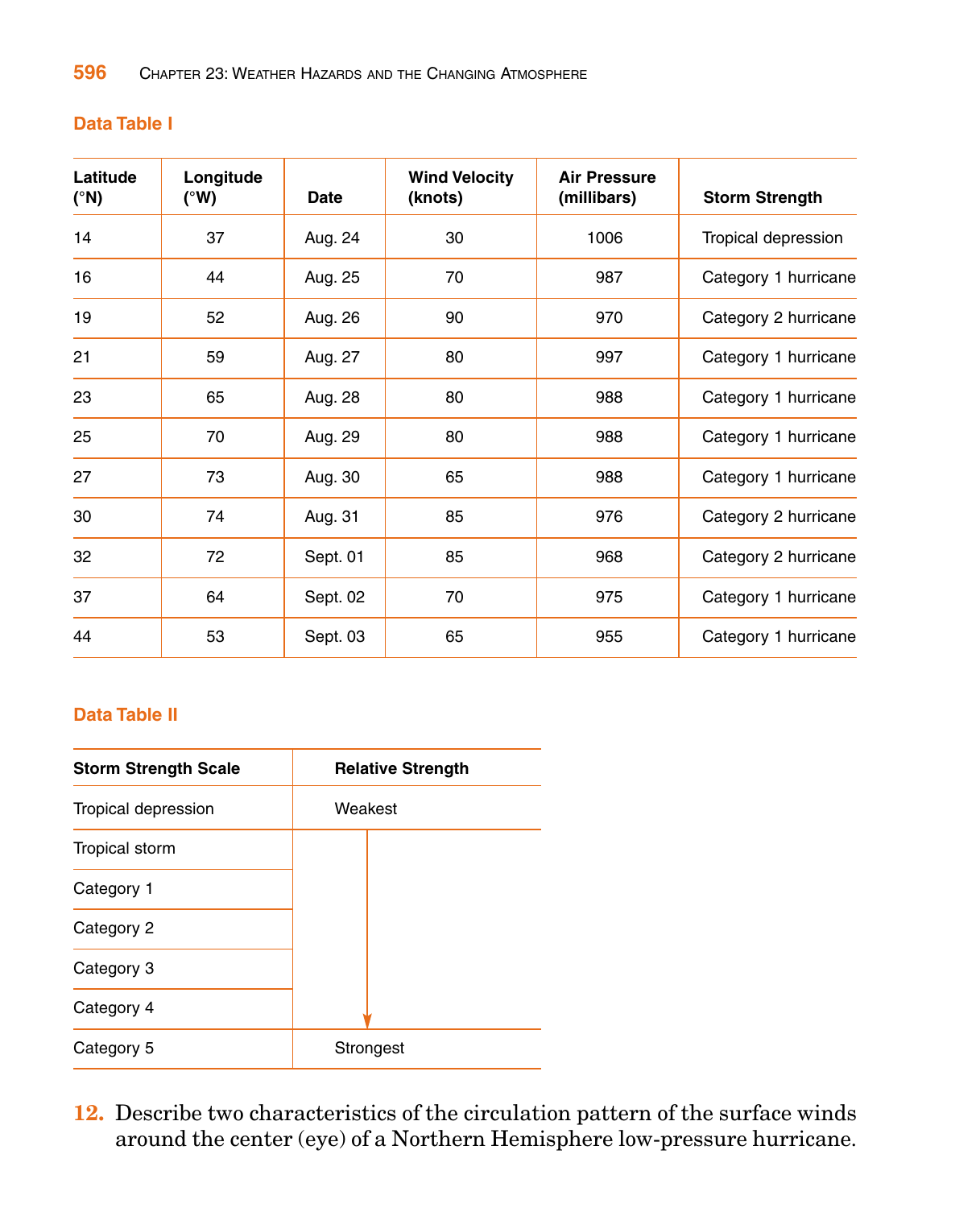### Data Table I

| Latitude (°N) | Longitude (°W) | Date | Wind Velocity (knots) | Air Pressure (millibars) | Storm Strength |
|---|---|---|---|---|---|
| 14 | 37 | Aug. 24 | 30 | 1006 | Tropical depression |
| 16 | 44 | Aug. 25 | 70 | 987 | Category 1 hurricane |
| 19 | 52 | Aug. 26 | 90 | 970 | Category 2 hurricane |
| 21 | 59 | Aug. 27 | 80 | 997 | Category 1 hurricane |
| 23 | 65 | Aug. 28 | 80 | 988 | Category 1 hurricane |
| 25 | 70 | Aug. 29 | 80 | 988 | Category 1 hurricane |
| 27 | 73 | Aug. 30 | 65 | 988 | Category 1 hurricane |
| 30 | 74 | Aug. 31 | 85 | 976 | Category 2 hurricane |
| 32 | 72 | Sept. 01 | 85 | 968 | Category 2 hurricane |
| 37 | 64 | Sept. 02 | 70 | 975 | Category 1 hurricane |
| 44 | 53 | Sept. 03 | 65 | 955 | Category 1 hurricane |

### Data Table II

| Storm Strength Scale | Relative Strength |
|---|---|
| Tropical depression | Weakest |
| Tropical storm | ↓ |
| Category 1 | ↓ |
| Category 2 | ↓ |
| Category 3 | ↓ |
| Category 4 | ↓ |
| Category 5 | Strongest |

**12.** Describe two characteristics of the circulation pattern of the surface winds around the center (eye) of a Northern Hemisphere low-pressure hurricane.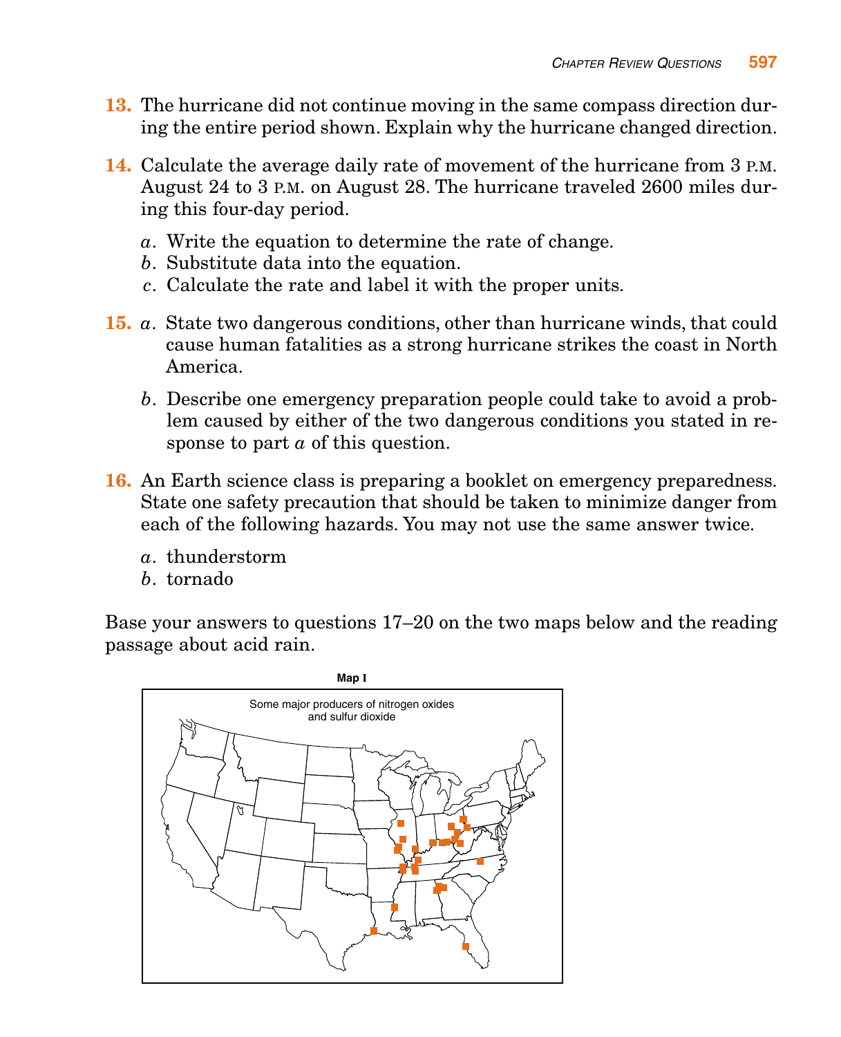**13.** The hurricane did not continue moving in the same compass direction during the entire period shown. Explain why the hurricane changed direction.

**14.** Calculate the average daily rate of movement of the hurricane from 3 P.M. August 24 to 3 P.M. on August 28. The hurricane traveled 2600 miles during this four-day period.

*a*. Write the equation to determine the rate of change.
*b*. Substitute data into the equation.
*c*. Calculate the rate and label it with the proper units.

**15.** *a*. State two dangerous conditions, other than hurricane winds, that could cause human fatalities as a strong hurricane strikes the coast in North America.

*b*. Describe one emergency preparation people could take to avoid a problem caused by either of the two dangerous conditions you stated in response to part *a* of this question.

**16.** An Earth science class is preparing a booklet on emergency preparedness. State one safety precaution that should be taken to minimize danger from each of the following hazards. You may not use the same answer twice.

*a*. thunderstorm
*b*. tornado

Base your answers to questions 17–20 on the two maps below and the reading passage about acid rain.

**Map I**

Some major producers of nitrogen oxides and sulfur dioxide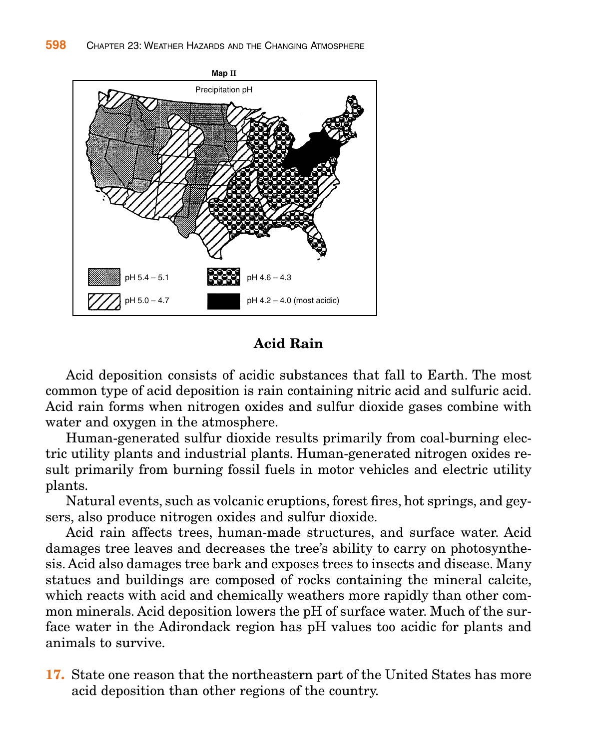**Map II**

Precipitation pH

pH 5.4 – 5.1

pH 5.0 – 4.7

pH 4.6 – 4.3

pH 4.2 – 4.0 (most acidic)

## Acid Rain

Acid deposition consists of acidic substances that fall to Earth. The most common type of acid deposition is rain containing nitric acid and sulfuric acid. Acid rain forms when nitrogen oxides and sulfur dioxide gases combine with water and oxygen in the atmosphere.

Human-generated sulfur dioxide results primarily from coal-burning electric utility plants and industrial plants. Human-generated nitrogen oxides result primarily from burning fossil fuels in motor vehicles and electric utility plants.

Natural events, such as volcanic eruptions, forest fires, hot springs, and geysers, also produce nitrogen oxides and sulfur dioxide.

Acid rain affects trees, human-made structures, and surface water. Acid damages tree leaves and decreases the tree's ability to carry on photosynthesis. Acid also damages tree bark and exposes trees to insects and disease. Many statues and buildings are composed of rocks containing the mineral calcite, which reacts with acid and chemically weathers more rapidly than other common minerals. Acid deposition lowers the pH of surface water. Much of the surface water in the Adirondack region has pH values too acidic for plants and animals to survive.

**17.** State one reason that the northeastern part of the United States has more acid deposition than other regions of the country.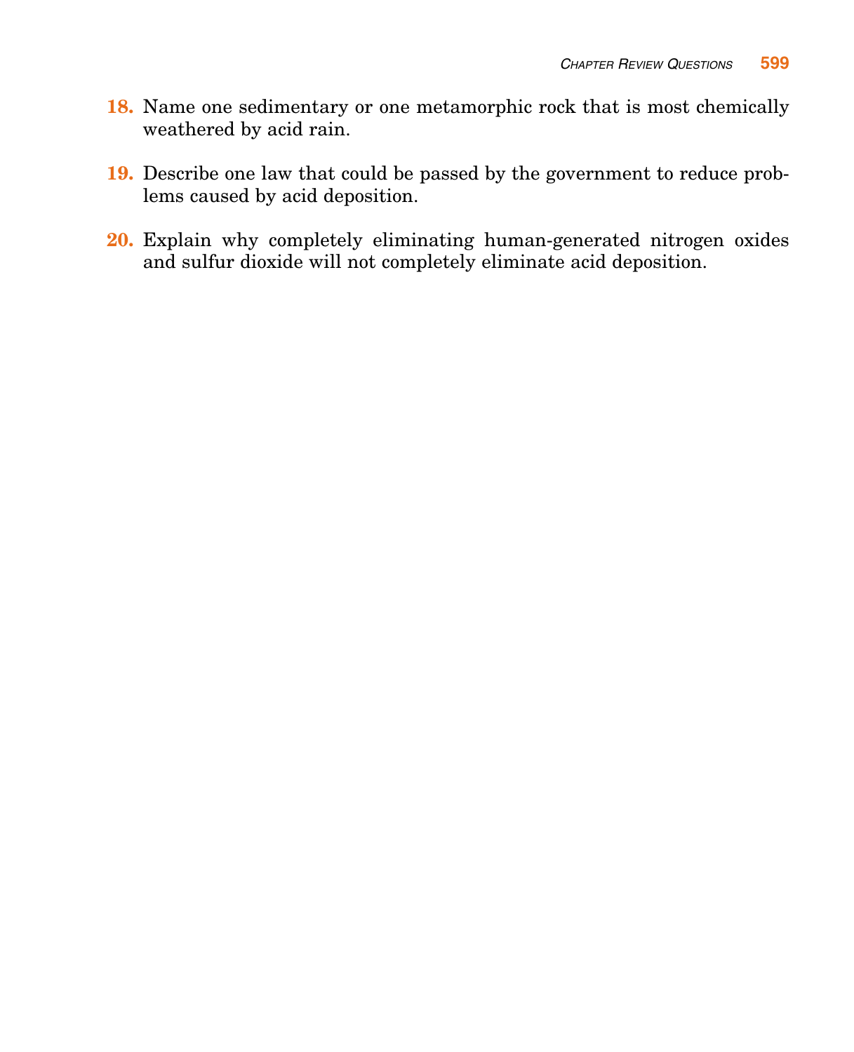18. Name one sedimentary or one metamorphic rock that is most chemically weathered by acid rain.

19. Describe one law that could be passed by the government to reduce problems caused by acid deposition.

20. Explain why completely eliminating human-generated nitrogen oxides and sulfur dioxide will not completely eliminate acid deposition.